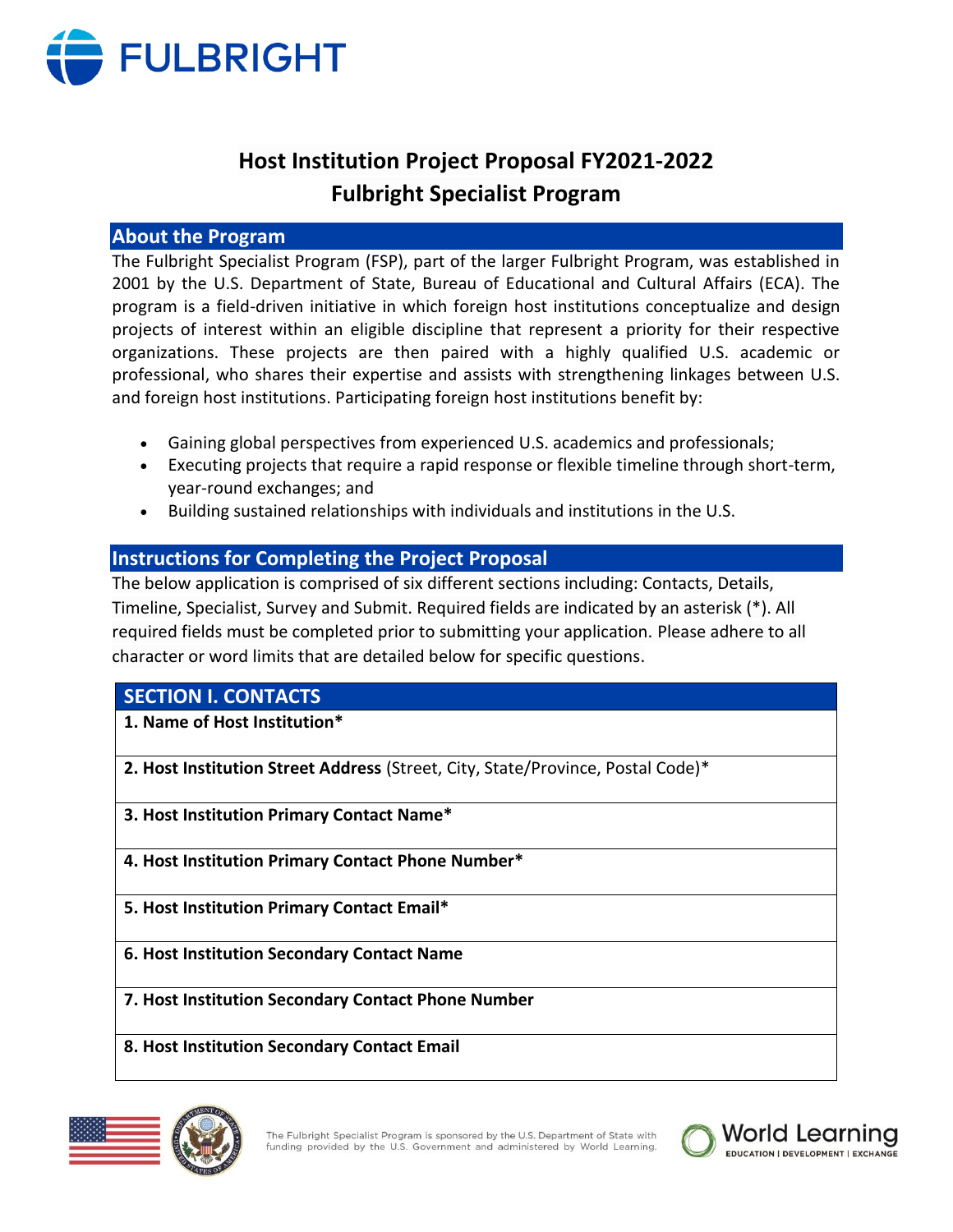FULBRIGHT

# Host Institution Project Proposal FY2021-2022
# Fulbright Specialist Program

## About the Program

The Fulbright Specialist Program (FSP), part of the larger Fulbright Program, was established in 2001 by the U.S. Department of State, Bureau of Educational and Cultural Affairs (ECA). The program is a field-driven initiative in which foreign host institutions conceptualize and design projects of interest within an eligible discipline that represent a priority for their respective organizations. These projects are then paired with a highly qualified U.S. academic or professional, who shares their expertise and assists with strengthening linkages between U.S. and foreign host institutions. Participating foreign host institutions benefit by:

- Gaining global perspectives from experienced U.S. academics and professionals;
- Executing projects that require a rapid response or flexible timeline through short-term, year-round exchanges; and
- Building sustained relationships with individuals and institutions in the U.S.

## Instructions for Completing the Project Proposal

The below application is comprised of six different sections including: Contacts, Details, Timeline, Specialist, Survey and Submit. Required fields are indicated by an asterisk (*). All required fields must be completed prior to submitting your application. Please adhere to all character or word limits that are detailed below for specific questions.

| SECTION I. CONTACTS |
|---|
| **1. Name of Host Institution*** |
| **2. Host Institution Street Address** (Street, City, State/Province, Postal Code)* |
| **3. Host Institution Primary Contact Name*** |
| **4. Host Institution Primary Contact Phone Number*** |
| **5. Host Institution Primary Contact Email*** |
| **6. Host Institution Secondary Contact Name** |
| **7. Host Institution Secondary Contact Phone Number** |
| **8. Host Institution Secondary Contact Email** |

The Fulbright Specialist Program is sponsored by the U.S. Department of State with funding provided by the U.S. Government and administered by World Learning.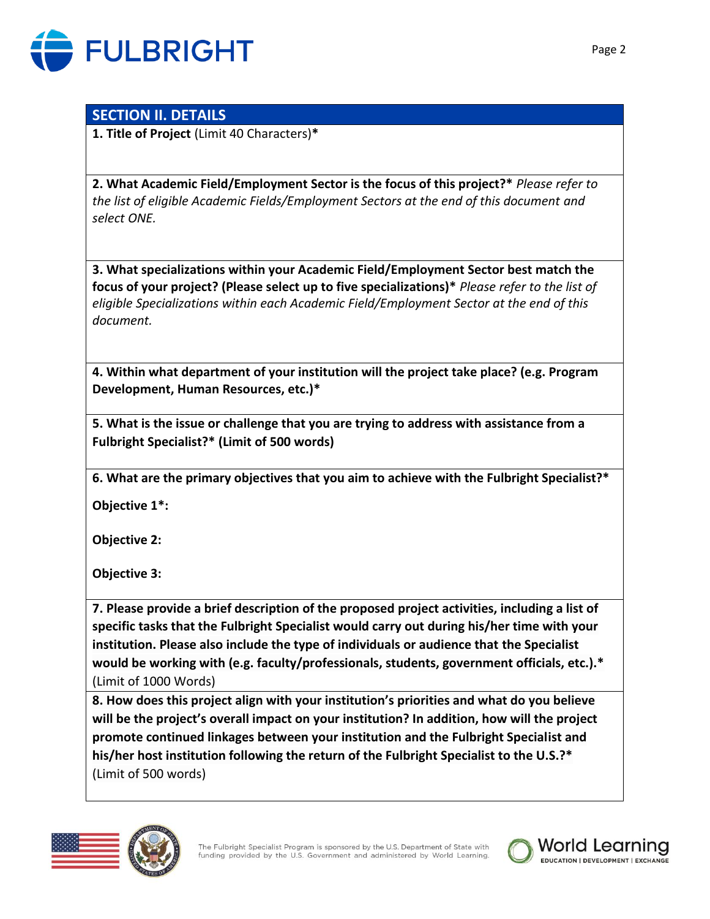## SECTION II. DETAILS

**1. Title of Project** (Limit 40 Characters)**\***

**2. What Academic Field/Employment Sector is the focus of this project?\*** *Please refer to the list of eligible Academic Fields/Employment Sectors at the end of this document and select ONE.*

**3. What specializations within your Academic Field/Employment Sector best match the focus of your project? (Please select up to five specializations)\*** *Please refer to the list of eligible Specializations within each Academic Field/Employment Sector at the end of this document.*

**4. Within what department of your institution will the project take place? (e.g. Program Development, Human Resources, etc.)\***

**5. What is the issue or challenge that you are trying to address with assistance from a Fulbright Specialist?\* (Limit of 500 words)**

**6. What are the primary objectives that you aim to achieve with the Fulbright Specialist?\***

**Objective 1\*:**

**Objective 2:**

**Objective 3:**

**7. Please provide a brief description of the proposed project activities, including a list of specific tasks that the Fulbright Specialist would carry out during his/her time with your institution. Please also include the type of individuals or audience that the Specialist would be working with (e.g. faculty/professionals, students, government officials, etc.).\*** (Limit of 1000 Words)

**8. How does this project align with your institution's priorities and what do you believe will be the project's overall impact on your institution? In addition, how will the project promote continued linkages between your institution and the Fulbright Specialist and his/her host institution following the return of the Fulbright Specialist to the U.S.?\*** (Limit of 500 words)

The Fulbright Specialist Program is sponsored by the U.S. Department of State with funding provided by the U.S. Government and administered by World Learning.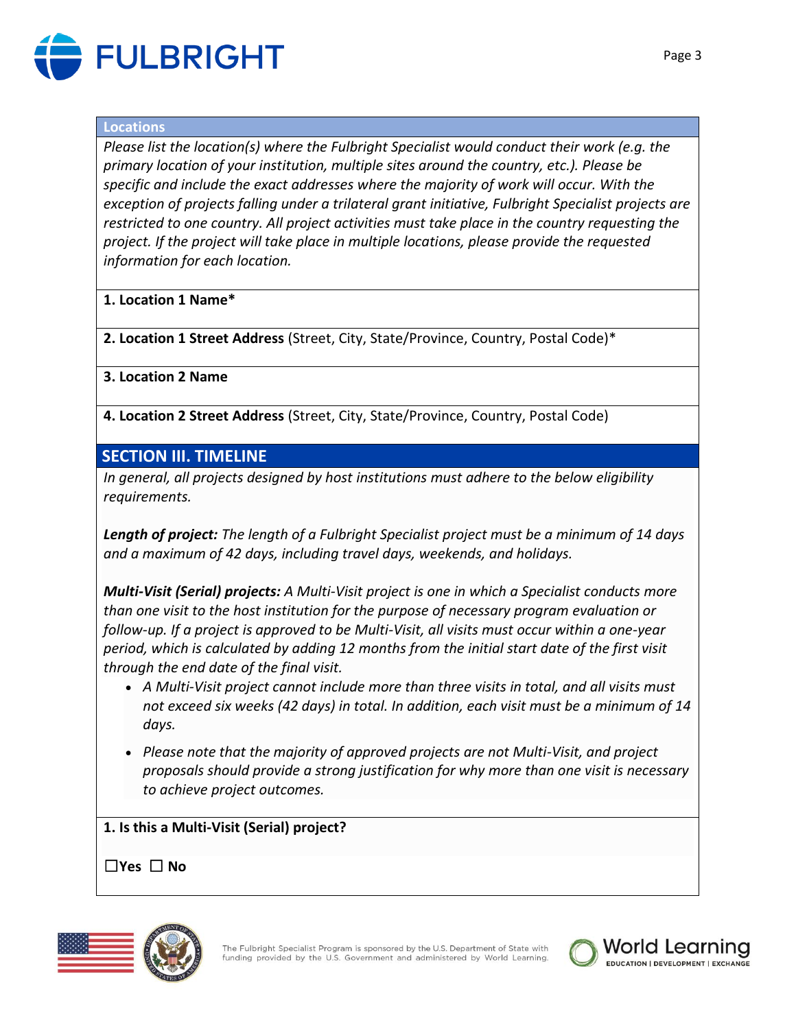### Locations

*Please list the location(s) where the Fulbright Specialist would conduct their work (e.g. the primary location of your institution, multiple sites around the country, etc.). Please be specific and include the exact addresses where the majority of work will occur. With the exception of projects falling under a trilateral grant initiative, Fulbright Specialist projects are restricted to one country. All project activities must take place in the country requesting the project. If the project will take place in multiple locations, please provide the requested information for each location.*

**1. Location 1 Name***

**2. Location 1 Street Address** (Street, City, State/Province, Country, Postal Code)*

**3. Location 2 Name**

**4. Location 2 Street Address** (Street, City, State/Province, Country, Postal Code)

## SECTION III. TIMELINE

*In general, all projects designed by host institutions must adhere to the below eligibility requirements.*

***Length of project:*** *The length of a Fulbright Specialist project must be a minimum of 14 days and a maximum of 42 days, including travel days, weekends, and holidays.*

***Multi-Visit (Serial) projects:*** *A Multi-Visit project is one in which a Specialist conducts more than one visit to the host institution for the purpose of necessary program evaluation or follow-up. If a project is approved to be Multi-Visit, all visits must occur within a one-year period, which is calculated by adding 12 months from the initial start date of the first visit through the end date of the final visit.*

- *A Multi-Visit project cannot include more than three visits in total, and all visits must not exceed six weeks (42 days) in total. In addition, each visit must be a minimum of 14 days.*
- *Please note that the majority of approved projects are not Multi-Visit, and project proposals should provide a strong justification for why more than one visit is necessary to achieve project outcomes.*

**1. Is this a Multi-Visit (Serial) project?**

☐**Yes** ☐ **No**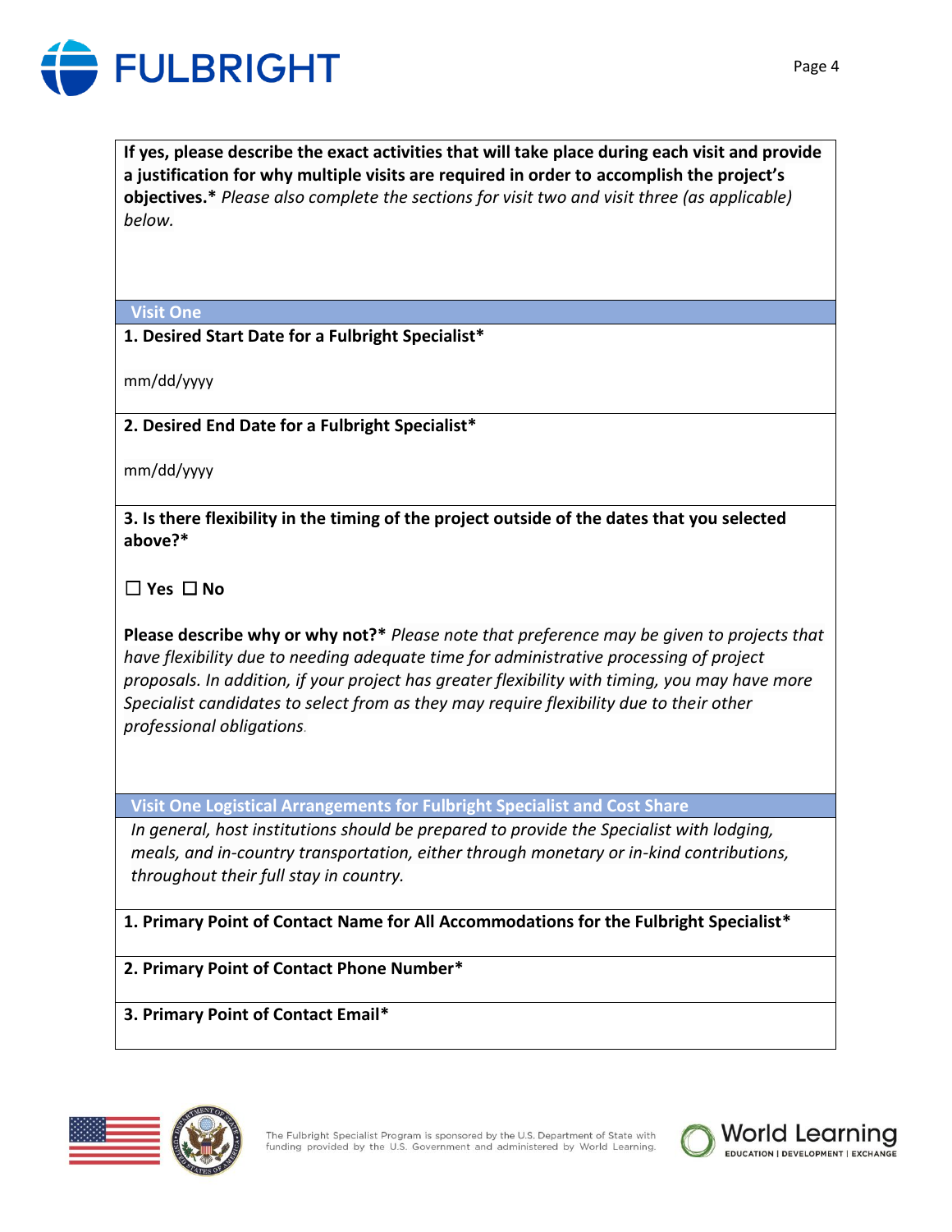**If yes, please describe the exact activities that will take place during each visit and provide a justification for why multiple visits are required in order to accomplish the project's objectives.*** *Please also complete the sections for visit two and visit three (as applicable) below.*

## Visit One

**1. Desired Start Date for a Fulbright Specialist***

mm/dd/yyyy

**2. Desired End Date for a Fulbright Specialist***

mm/dd/yyyy

**3. Is there flexibility in the timing of the project outside of the dates that you selected above?***

☐ **Yes** ☐ **No**

**Please describe why or why not?*** *Please note that preference may be given to projects that have flexibility due to needing adequate time for administrative processing of project proposals. In addition, if your project has greater flexibility with timing, you may have more Specialist candidates to select from as they may require flexibility due to their other professional obligations.*

## Visit One Logistical Arrangements for Fulbright Specialist and Cost Share

*In general, host institutions should be prepared to provide the Specialist with lodging, meals, and in-country transportation, either through monetary or in-kind contributions, throughout their full stay in country.*

**1. Primary Point of Contact Name for All Accommodations for the Fulbright Specialist***

**2. Primary Point of Contact Phone Number***

**3. Primary Point of Contact Email***

The Fulbright Specialist Program is sponsored by the U.S. Department of State with funding provided by the U.S. Government and administered by World Learning.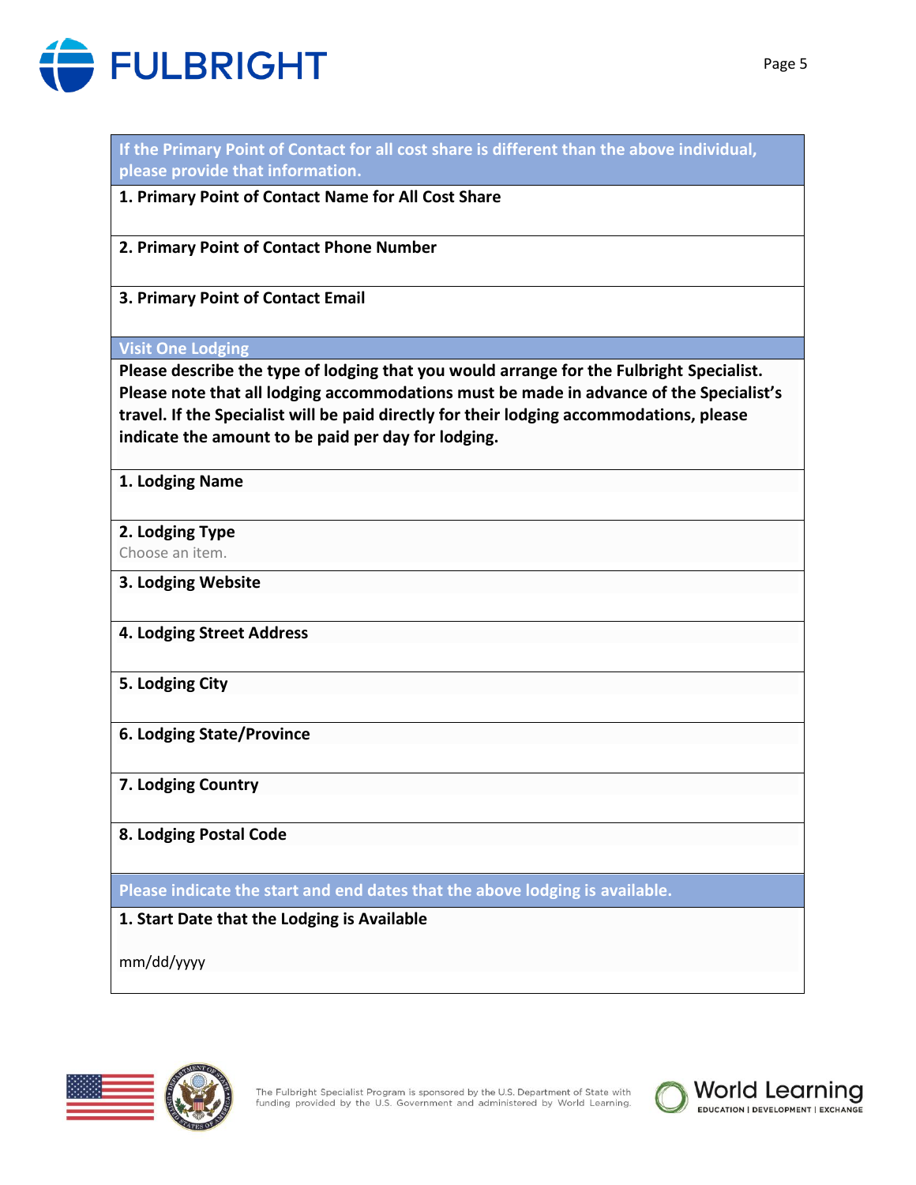**If the Primary Point of Contact for all cost share is different than the above individual, please provide that information.**

**1. Primary Point of Contact Name for All Cost Share**

**2. Primary Point of Contact Phone Number**

**3. Primary Point of Contact Email**

## Visit One Lodging

**Please describe the type of lodging that you would arrange for the Fulbright Specialist. Please note that all lodging accommodations must be made in advance of the Specialist's travel. If the Specialist will be paid directly for their lodging accommodations, please indicate the amount to be paid per day for lodging.**

**1. Lodging Name**

**2. Lodging Type**

Choose an item.

**3. Lodging Website**

**4. Lodging Street Address**

**5. Lodging City**

**6. Lodging State/Province**

**7. Lodging Country**

**8. Lodging Postal Code**

**Please indicate the start and end dates that the above lodging is available.**

**1. Start Date that the Lodging is Available**

mm/dd/yyyy

The Fulbright Specialist Program is sponsored by the U.S. Department of State with funding provided by the U.S. Government and administered by World Learning.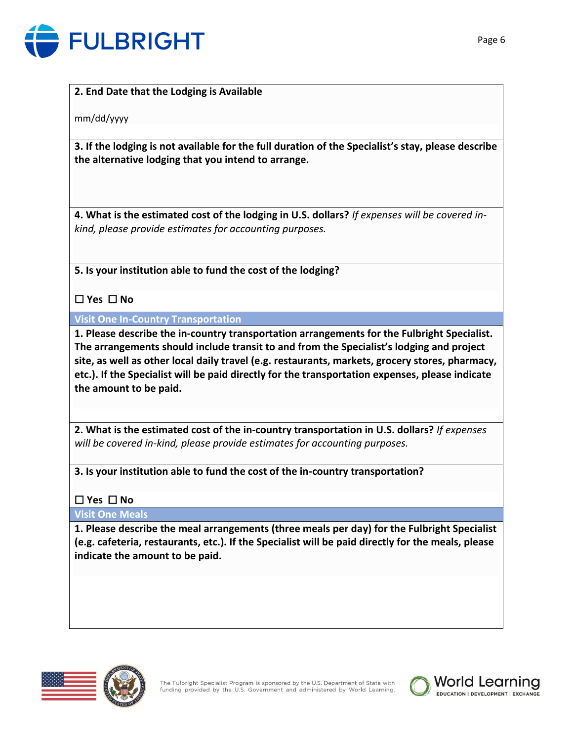**2. End Date that the Lodging is Available**

mm/dd/yyyy

**3. If the lodging is not available for the full duration of the Specialist's stay, please describe the alternative lodging that you intend to arrange.**

**4. What is the estimated cost of the lodging in U.S. dollars?** *If expenses will be covered in-kind, please provide estimates for accounting purposes.*

**5. Is your institution able to fund the cost of the lodging?**

☐ **Yes** ☐ **No**

## Visit One In-Country Transportation

**1. Please describe the in-country transportation arrangements for the Fulbright Specialist. The arrangements should include transit to and from the Specialist's lodging and project site, as well as other local daily travel (e.g. restaurants, markets, grocery stores, pharmacy, etc.). If the Specialist will be paid directly for the transportation expenses, please indicate the amount to be paid.**

**2. What is the estimated cost of the in-country transportation in U.S. dollars?** *If expenses will be covered in-kind, please provide estimates for accounting purposes.*

**3. Is your institution able to fund the cost of the in-country transportation?**

☐ **Yes** ☐ **No**

## Visit One Meals

**1. Please describe the meal arrangements (three meals per day) for the Fulbright Specialist (e.g. cafeteria, restaurants, etc.). If the Specialist will be paid directly for the meals, please indicate the amount to be paid.**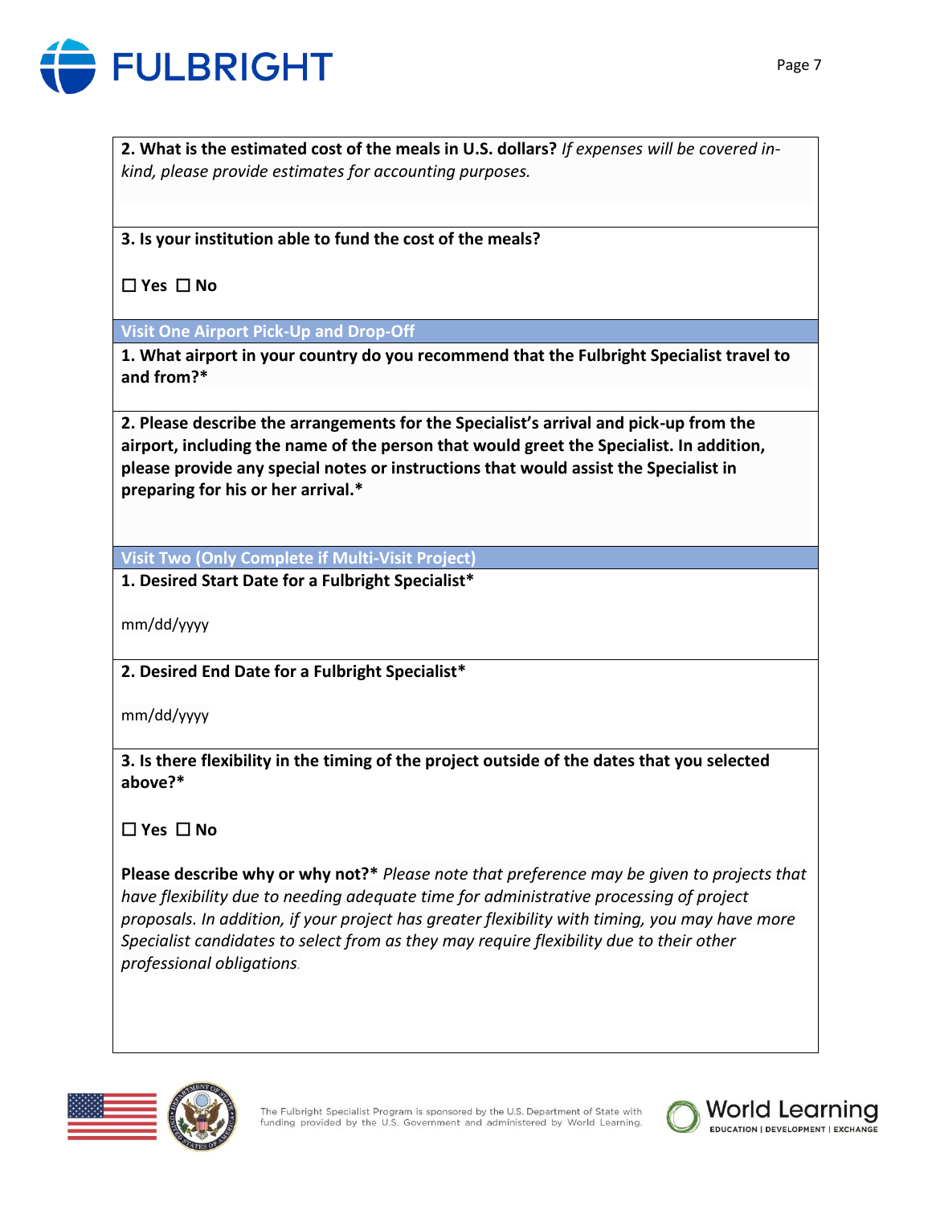**2. What is the estimated cost of the meals in U.S. dollars?** *If expenses will be covered in-kind, please provide estimates for accounting purposes.*

**3. Is your institution able to fund the cost of the meals?**

**☐ Yes ☐ No**

## Visit One Airport Pick-Up and Drop-Off

**1. What airport in your country do you recommend that the Fulbright Specialist travel to and from?***

**2. Please describe the arrangements for the Specialist's arrival and pick-up from the airport, including the name of the person that would greet the Specialist. In addition, please provide any special notes or instructions that would assist the Specialist in preparing for his or her arrival.***

## Visit Two (Only Complete if Multi-Visit Project)

**1. Desired Start Date for a Fulbright Specialist***

mm/dd/yyyy

**2. Desired End Date for a Fulbright Specialist***

mm/dd/yyyy

**3. Is there flexibility in the timing of the project outside of the dates that you selected above?***

**☐ Yes ☐ No**

**Please describe why or why not?*** *Please note that preference may be given to projects that have flexibility due to needing adequate time for administrative processing of project proposals. In addition, if your project has greater flexibility with timing, you may have more Specialist candidates to select from as they may require flexibility due to their other professional obligations.*

The Fulbright Specialist Program is sponsored by the U.S. Department of State with funding provided by the U.S. Government and administered by World Learning.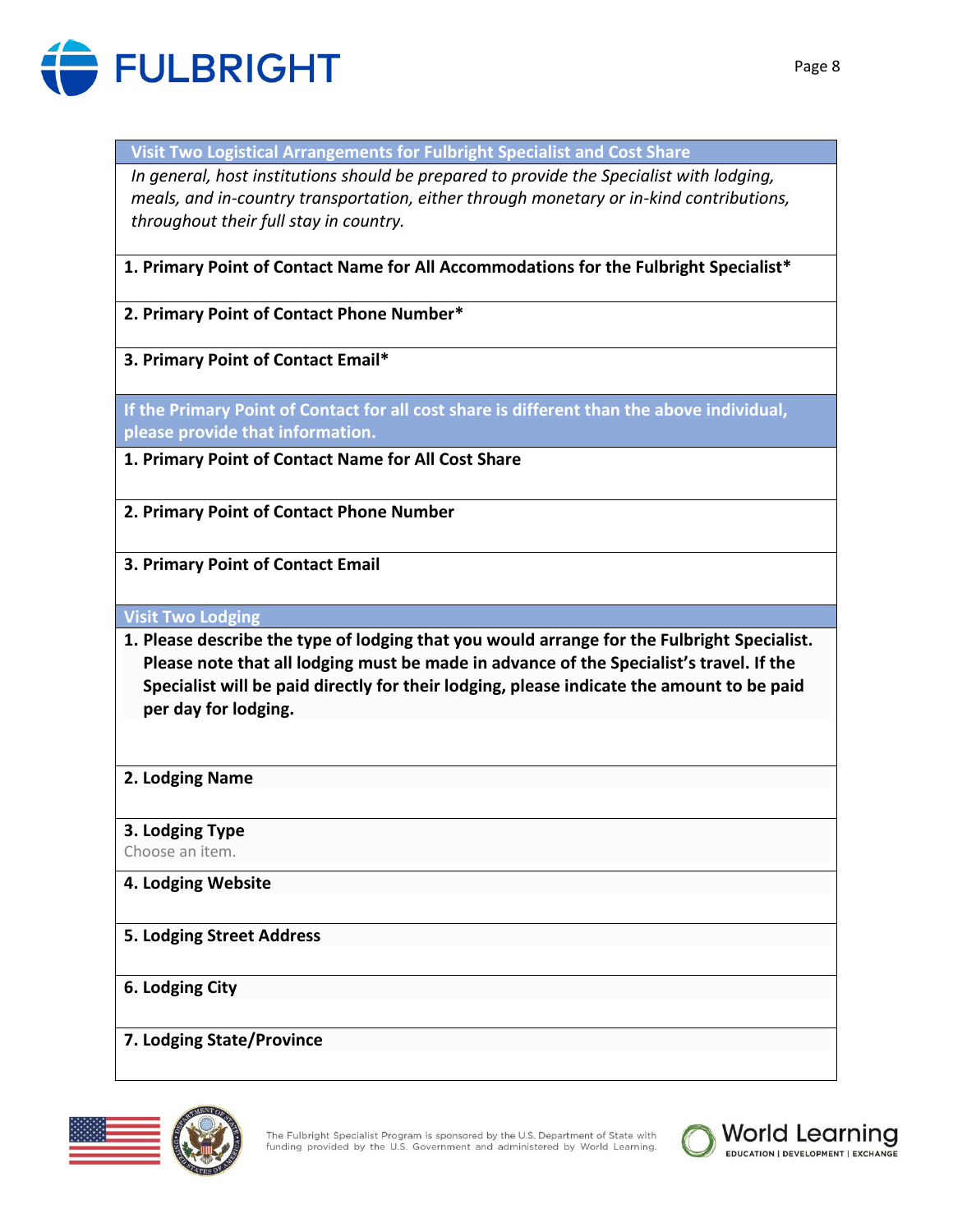## Visit Two Logistical Arrangements for Fulbright Specialist and Cost Share

*In general, host institutions should be prepared to provide the Specialist with lodging, meals, and in-country transportation, either through monetary or in-kind contributions, throughout their full stay in country.*

**1. Primary Point of Contact Name for All Accommodations for the Fulbright Specialist***

**2. Primary Point of Contact Phone Number***

**3. Primary Point of Contact Email***

## If the Primary Point of Contact for all cost share is different than the above individual, please provide that information.

**1. Primary Point of Contact Name for All Cost Share**

**2. Primary Point of Contact Phone Number**

**3. Primary Point of Contact Email**

## Visit Two Lodging

**1. Please describe the type of lodging that you would arrange for the Fulbright Specialist. Please note that all lodging must be made in advance of the Specialist's travel. If the Specialist will be paid directly for their lodging, please indicate the amount to be paid per day for lodging.**

**2. Lodging Name**

**3. Lodging Type**

Choose an item.

**4. Lodging Website**

**5. Lodging Street Address**

**6. Lodging City**

**7. Lodging State/Province**

The Fulbright Specialist Program is sponsored by the U.S. Department of State with funding provided by the U.S. Government and administered by World Learning.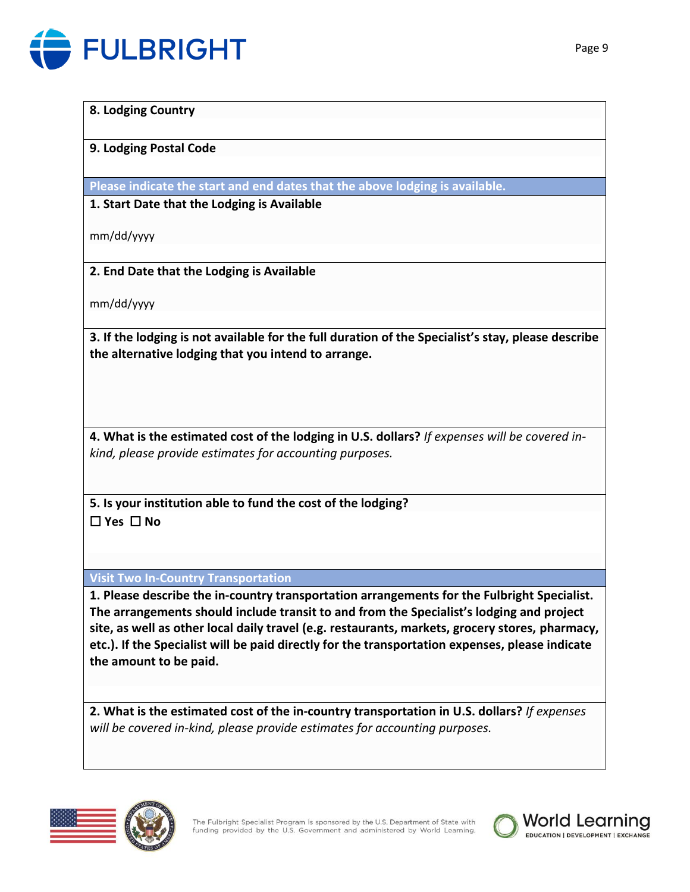**8. Lodging Country**

**9. Lodging Postal Code**

**Please indicate the start and end dates that the above lodging is available.**

**1. Start Date that the Lodging is Available**

mm/dd/yyyy

**2. End Date that the Lodging is Available**

mm/dd/yyyy

**3. If the lodging is not available for the full duration of the Specialist's stay, please describe the alternative lodging that you intend to arrange.**

**4. What is the estimated cost of the lodging in U.S. dollars?** *If expenses will be covered in-kind, please provide estimates for accounting purposes.*

**5. Is your institution able to fund the cost of the lodging?**

☐ **Yes** ☐ **No**

**Visit Two In-Country Transportation**

**1. Please describe the in-country transportation arrangements for the Fulbright Specialist. The arrangements should include transit to and from the Specialist's lodging and project site, as well as other local daily travel (e.g. restaurants, markets, grocery stores, pharmacy, etc.). If the Specialist will be paid directly for the transportation expenses, please indicate the amount to be paid.**

**2. What is the estimated cost of the in-country transportation in U.S. dollars?** *If expenses will be covered in-kind, please provide estimates for accounting purposes.*

The Fulbright Specialist Program is sponsored by the U.S. Department of State with funding provided by the U.S. Government and administered by World Learning.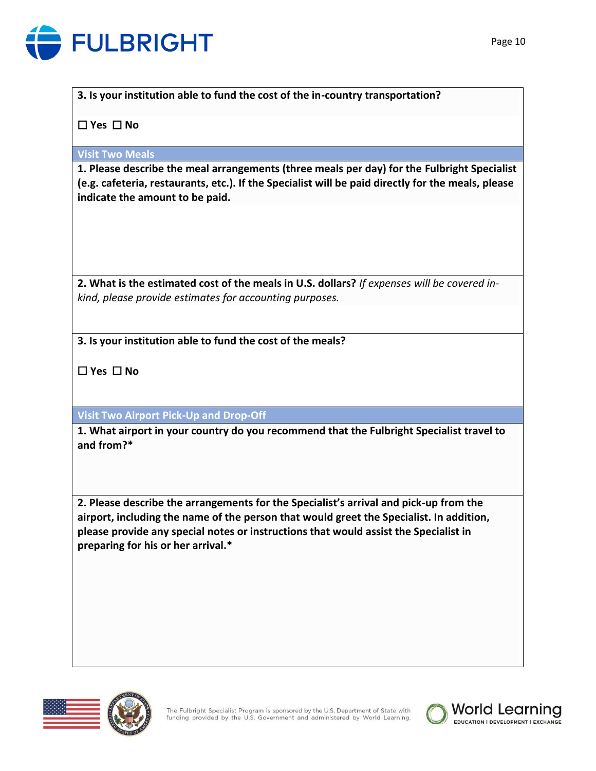**3. Is your institution able to fund the cost of the in-country transportation?**

☐ **Yes** ☐ **No**

## Visit Two Meals

**1. Please describe the meal arrangements (three meals per day) for the Fulbright Specialist (e.g. cafeteria, restaurants, etc.). If the Specialist will be paid directly for the meals, please indicate the amount to be paid.**

**2. What is the estimated cost of the meals in U.S. dollars?** *If expenses will be covered in-kind, please provide estimates for accounting purposes.*

**3. Is your institution able to fund the cost of the meals?**

☐ **Yes** ☐ **No**

## Visit Two Airport Pick-Up and Drop-Off

**1. What airport in your country do you recommend that the Fulbright Specialist travel to and from?***

**2. Please describe the arrangements for the Specialist's arrival and pick-up from the airport, including the name of the person that would greet the Specialist. In addition, please provide any special notes or instructions that would assist the Specialist in preparing for his or her arrival.***

The Fulbright Specialist Program is sponsored by the U.S. Department of State with funding provided by the U.S. Government and administered by World Learning.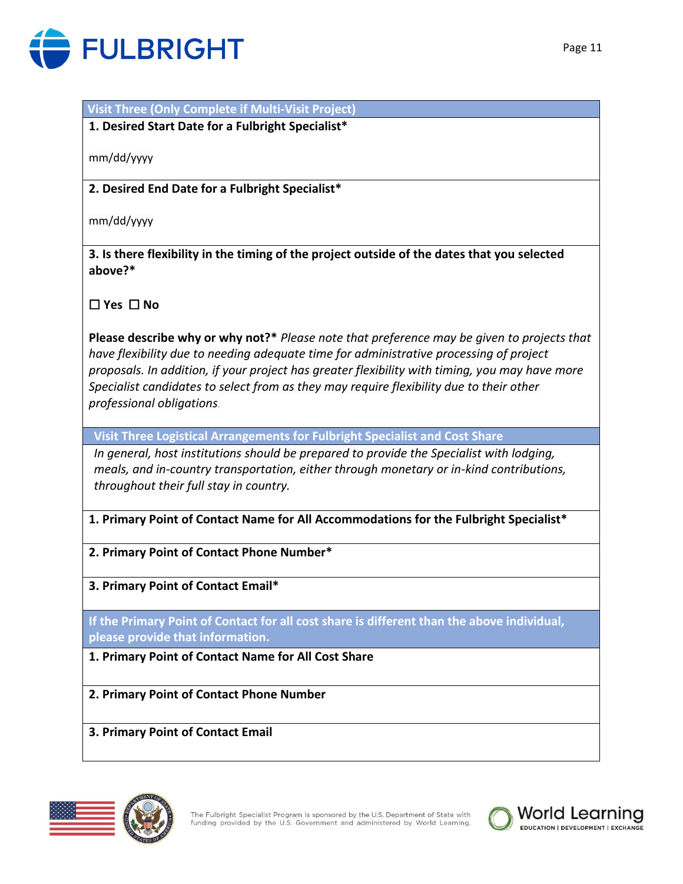## Visit Three (Only Complete if Multi-Visit Project)

**1. Desired Start Date for a Fulbright Specialist***

mm/dd/yyyy

**2. Desired End Date for a Fulbright Specialist***

mm/dd/yyyy

**3. Is there flexibility in the timing of the project outside of the dates that you selected above?***

☐ **Yes** ☐ **No**

**Please describe why or why not?*** *Please note that preference may be given to projects that have flexibility due to needing adequate time for administrative processing of project proposals. In addition, if your project has greater flexibility with timing, you may have more Specialist candidates to select from as they may require flexibility due to their other professional obligations.*

## Visit Three Logistical Arrangements for Fulbright Specialist and Cost Share

*In general, host institutions should be prepared to provide the Specialist with lodging, meals, and in-country transportation, either through monetary or in-kind contributions, throughout their full stay in country.*

**1. Primary Point of Contact Name for All Accommodations for the Fulbright Specialist***

**2. Primary Point of Contact Phone Number***

**3. Primary Point of Contact Email***

## If the Primary Point of Contact for all cost share is different than the above individual, please provide that information.

**1. Primary Point of Contact Name for All Cost Share**

**2. Primary Point of Contact Phone Number**

**3. Primary Point of Contact Email**

The Fulbright Specialist Program is sponsored by the U.S. Department of State with funding provided by the U.S. Government and administered by World Learning.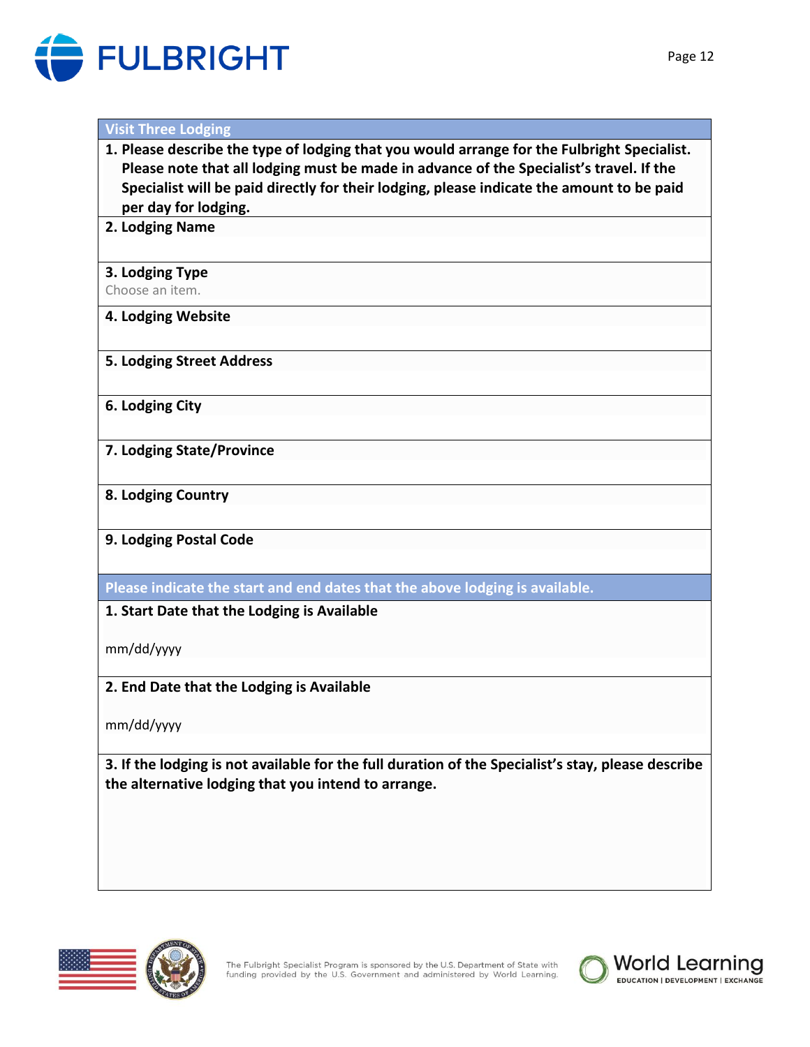## Visit Three Lodging

**1. Please describe the type of lodging that you would arrange for the Fulbright Specialist. Please note that all lodging must be made in advance of the Specialist's travel. If the Specialist will be paid directly for their lodging, please indicate the amount to be paid per day for lodging.**

**2. Lodging Name**

**3. Lodging Type**

Choose an item.

**4. Lodging Website**

**5. Lodging Street Address**

**6. Lodging City**

**7. Lodging State/Province**

**8. Lodging Country**

**9. Lodging Postal Code**

## Please indicate the start and end dates that the above lodging is available.

**1. Start Date that the Lodging is Available**

mm/dd/yyyy

**2. End Date that the Lodging is Available**

mm/dd/yyyy

**3. If the lodging is not available for the full duration of the Specialist's stay, please describe the alternative lodging that you intend to arrange.**

The Fulbright Specialist Program is sponsored by the U.S. Department of State with funding provided by the U.S. Government and administered by World Learning.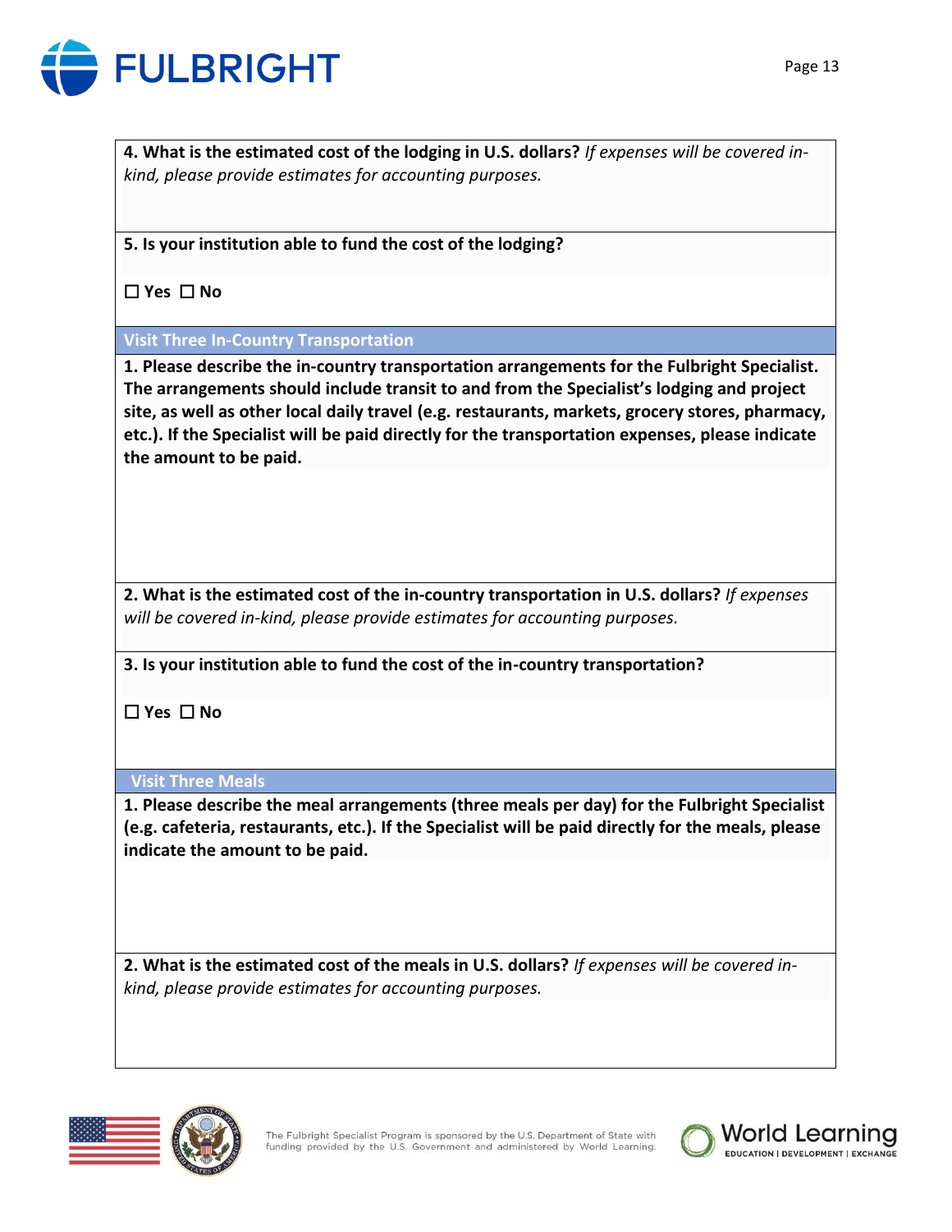**4. What is the estimated cost of the lodging in U.S. dollars?** *If expenses will be covered in-kind, please provide estimates for accounting purposes.*

**5. Is your institution able to fund the cost of the lodging?**

**☐ Yes ☐ No**

## Visit Three In-Country Transportation

**1. Please describe the in-country transportation arrangements for the Fulbright Specialist. The arrangements should include transit to and from the Specialist's lodging and project site, as well as other local daily travel (e.g. restaurants, markets, grocery stores, pharmacy, etc.). If the Specialist will be paid directly for the transportation expenses, please indicate the amount to be paid.**

**2. What is the estimated cost of the in-country transportation in U.S. dollars?** *If expenses will be covered in-kind, please provide estimates for accounting purposes.*

**3. Is your institution able to fund the cost of the in-country transportation?**

**☐ Yes ☐ No**

## Visit Three Meals

**1. Please describe the meal arrangements (three meals per day) for the Fulbright Specialist (e.g. cafeteria, restaurants, etc.). If the Specialist will be paid directly for the meals, please indicate the amount to be paid.**

**2. What is the estimated cost of the meals in U.S. dollars?** *If expenses will be covered in-kind, please provide estimates for accounting purposes.*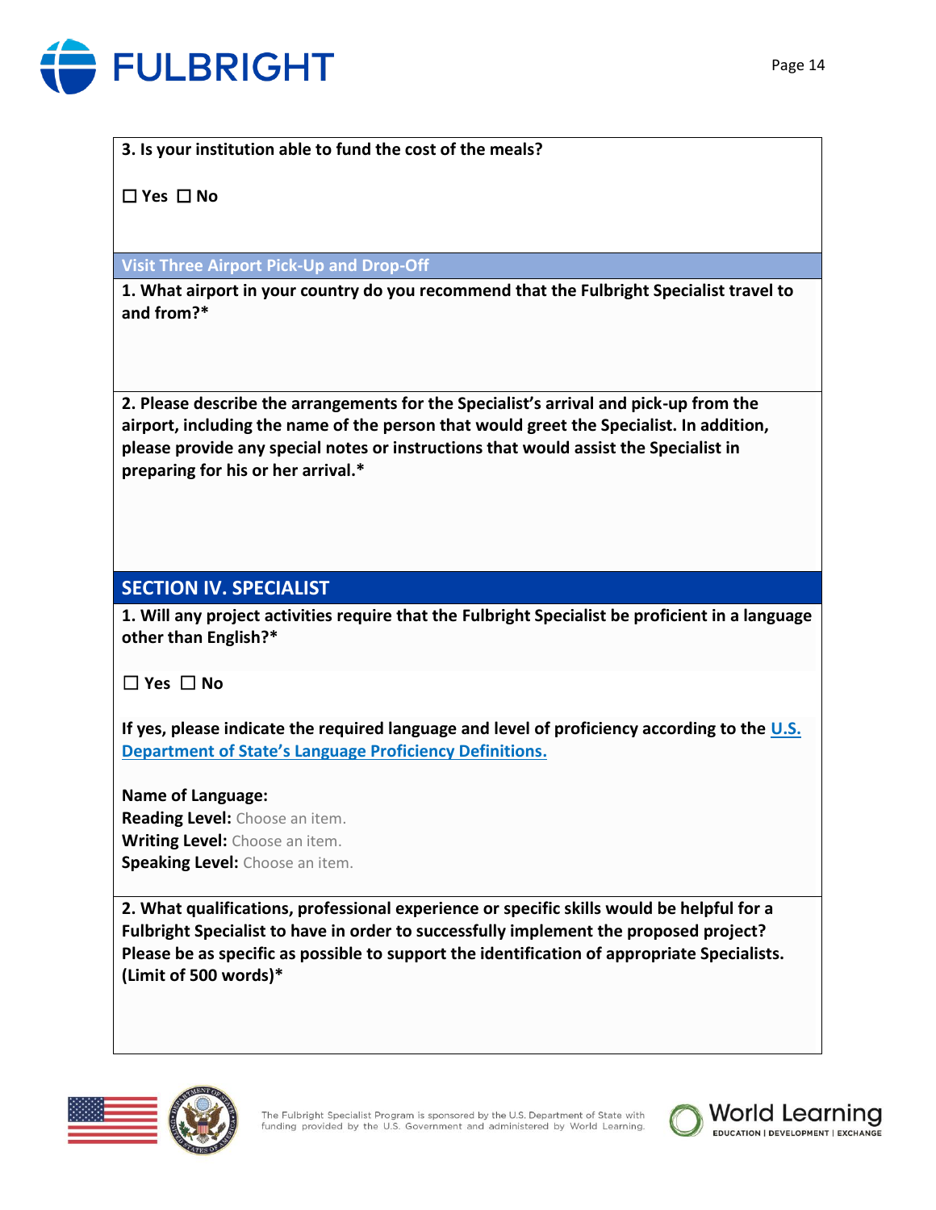**3. Is your institution able to fund the cost of the meals?**

☐ **Yes** ☐ **No**

### Visit Three Airport Pick-Up and Drop-Off

**1. What airport in your country do you recommend that the Fulbright Specialist travel to and from?***

**2. Please describe the arrangements for the Specialist's arrival and pick-up from the airport, including the name of the person that would greet the Specialist. In addition, please provide any special notes or instructions that would assist the Specialist in preparing for his or her arrival.***

## SECTION IV. SPECIALIST

**1. Will any project activities require that the Fulbright Specialist be proficient in a language other than English?***

☐ **Yes** ☐ **No**

**If yes, please indicate the required language and level of proficiency according to the [U.S. Department of State's Language Proficiency Definitions.]()**

**Name of Language:**
**Reading Level:** Choose an item.
**Writing Level:** Choose an item.
**Speaking Level:** Choose an item.

**2. What qualifications, professional experience or specific skills would be helpful for a Fulbright Specialist to have in order to successfully implement the proposed project? Please be as specific as possible to support the identification of appropriate Specialists. (Limit of 500 words)***

The Fulbright Specialist Program is sponsored by the U.S. Department of State with funding provided by the U.S. Government and administered by World Learning.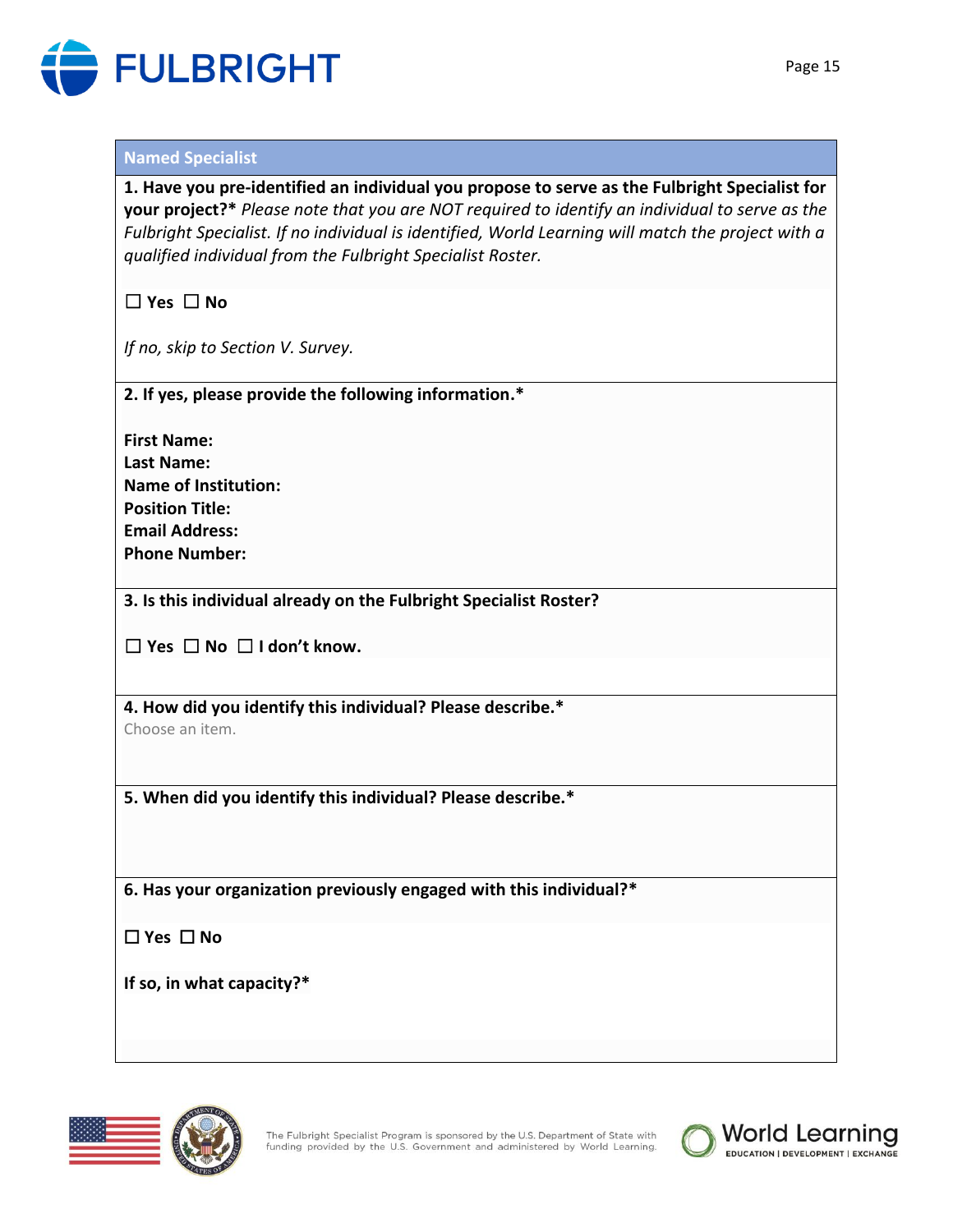## Named Specialist

**1. Have you pre-identified an individual you propose to serve as the Fulbright Specialist for your project?*** *Please note that you are NOT required to identify an individual to serve as the Fulbright Specialist. If no individual is identified, World Learning will match the project with a qualified individual from the Fulbright Specialist Roster.*

☐ **Yes** ☐ **No**

*If no, skip to Section V. Survey.*

**2. If yes, please provide the following information.***

**First Name:**
**Last Name:**
**Name of Institution:**
**Position Title:**
**Email Address:**
**Phone Number:**

**3. Is this individual already on the Fulbright Specialist Roster?**

☐ **Yes** ☐ **No** ☐ **I don't know.**

**4. How did you identify this individual? Please describe.***

Choose an item.

**5. When did you identify this individual? Please describe.***

**6. Has your organization previously engaged with this individual?***

☐ **Yes** ☐ **No**

**If so, in what capacity?***

The Fulbright Specialist Program is sponsored by the U.S. Department of State with funding provided by the U.S. Government and administered by World Learning.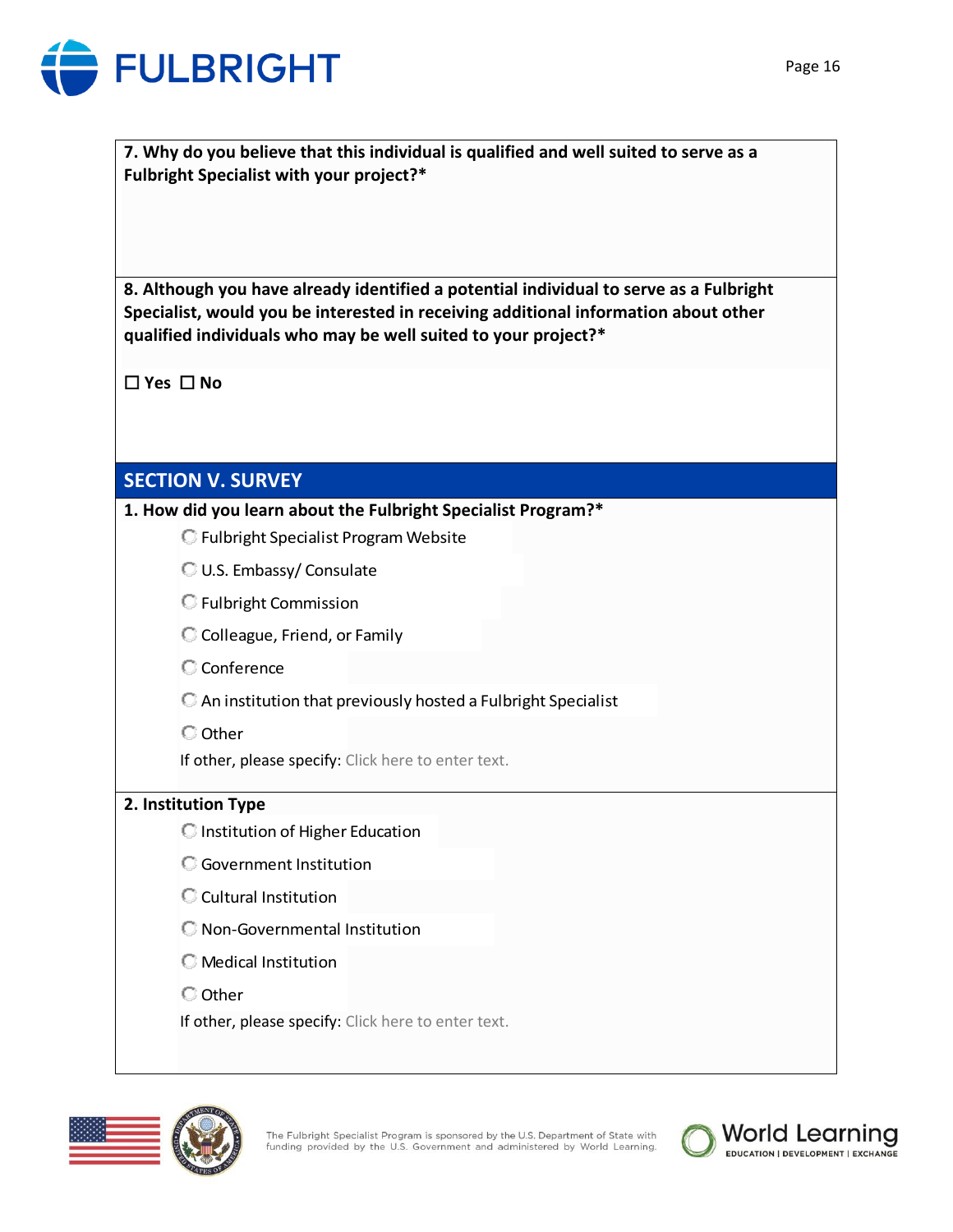**7. Why do you believe that this individual is qualified and well suited to serve as a Fulbright Specialist with your project?***

**8. Although you have already identified a potential individual to serve as a Fulbright Specialist, would you be interested in receiving additional information about other qualified individuals who may be well suited to your project?***

**☐ Yes ☐ No**

## SECTION V. SURVEY

**1. How did you learn about the Fulbright Specialist Program?***

- ◯ Fulbright Specialist Program Website
- ◯ U.S. Embassy/ Consulate
- ◯ Fulbright Commission
- ◯ Colleague, Friend, or Family
- ◯ Conference
- ◯ An institution that previously hosted a Fulbright Specialist
- ◯ Other

If other, please specify: Click here to enter text.

**2. Institution Type**

- ◯ Institution of Higher Education
- ◯ Government Institution
- ◯ Cultural Institution
- ◯ Non-Governmental Institution
- ◯ Medical Institution
- ◯ Other

If other, please specify: Click here to enter text.

The Fulbright Specialist Program is sponsored by the U.S. Department of State with funding provided by the U.S. Government and administered by World Learning.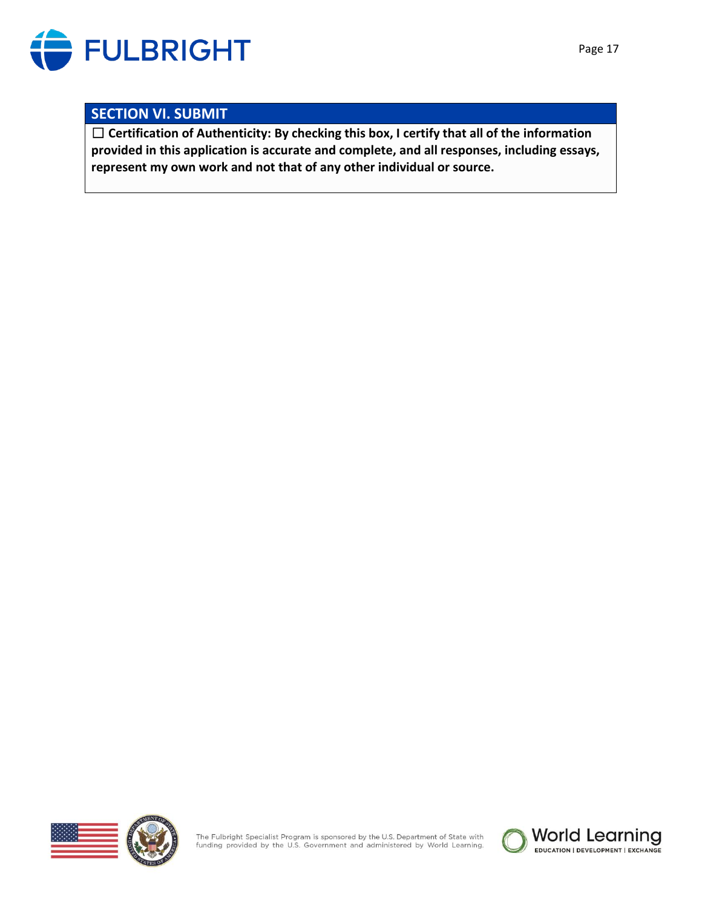## SECTION VI. SUBMIT

☐ **Certification of Authenticity: By checking this box, I certify that all of the information provided in this application is accurate and complete, and all responses, including essays, represent my own work and not that of any other individual or source.**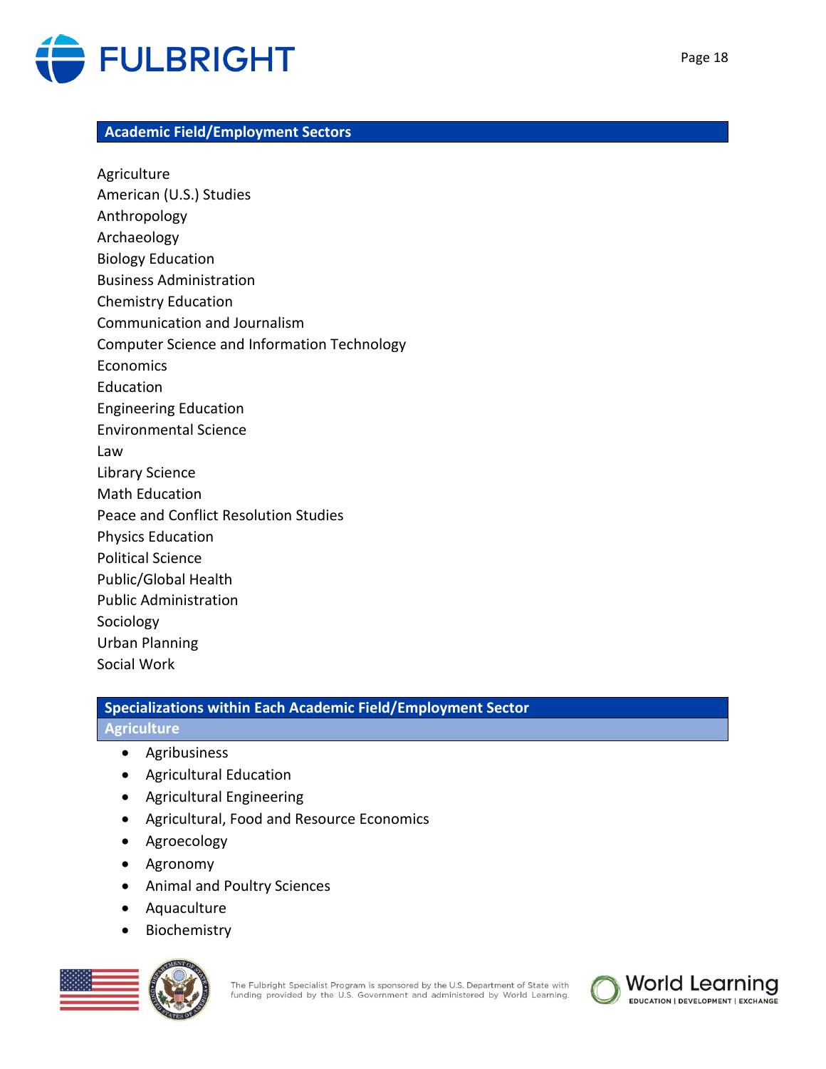## Academic Field/Employment Sectors

Agriculture
American (U.S.) Studies
Anthropology
Archaeology
Biology Education
Business Administration
Chemistry Education
Communication and Journalism
Computer Science and Information Technology
Economics
Education
Engineering Education
Environmental Science
Law
Library Science
Math Education
Peace and Conflict Resolution Studies
Physics Education
Political Science
Public/Global Health
Public Administration
Sociology
Urban Planning
Social Work

## Specializations within Each Academic Field/Employment Sector

### Agriculture

- Agribusiness
- Agricultural Education
- Agricultural Engineering
- Agricultural, Food and Resource Economics
- Agroecology
- Agronomy
- Animal and Poultry Sciences
- Aquaculture
- Biochemistry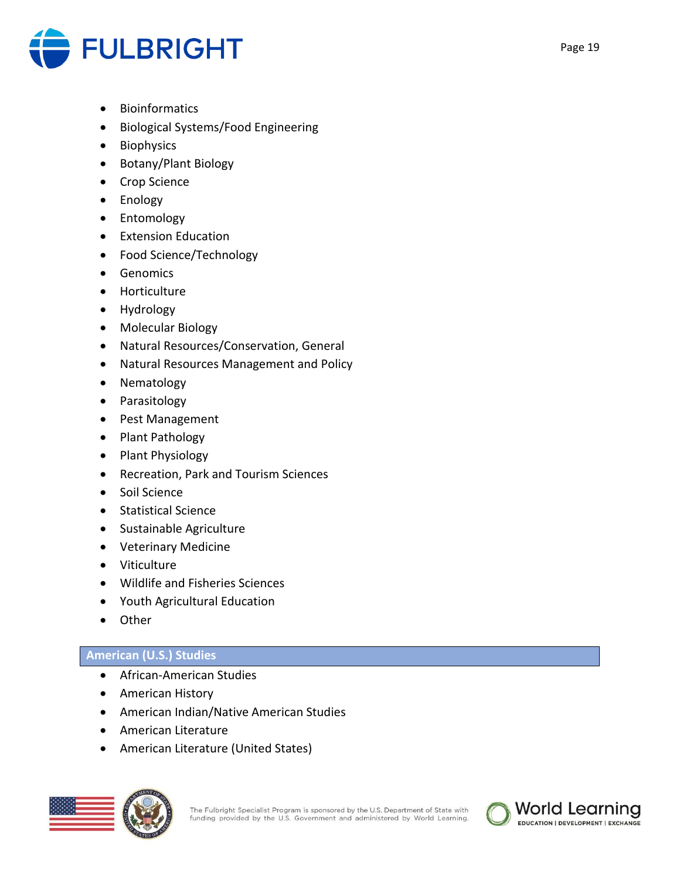- Bioinformatics
- Biological Systems/Food Engineering
- Biophysics
- Botany/Plant Biology
- Crop Science
- Enology
- Entomology
- Extension Education
- Food Science/Technology
- Genomics
- Horticulture
- Hydrology
- Molecular Biology
- Natural Resources/Conservation, General
- Natural Resources Management and Policy
- Nematology
- Parasitology
- Pest Management
- Plant Pathology
- Plant Physiology
- Recreation, Park and Tourism Sciences
- Soil Science
- Statistical Science
- Sustainable Agriculture
- Veterinary Medicine
- Viticulture
- Wildlife and Fisheries Sciences
- Youth Agricultural Education
- Other

## American (U.S.) Studies

- African-American Studies
- American History
- American Indian/Native American Studies
- American Literature
- American Literature (United States)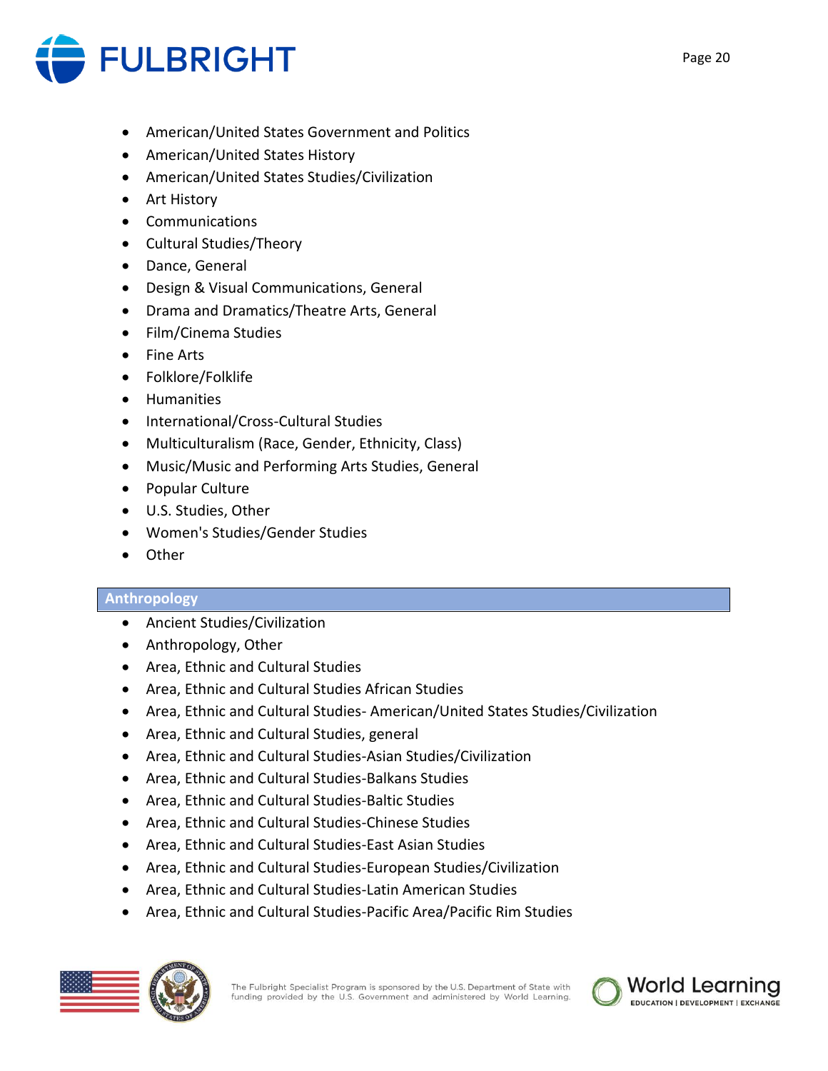- American/United States Government and Politics
- American/United States History
- American/United States Studies/Civilization
- Art History
- Communications
- Cultural Studies/Theory
- Dance, General
- Design & Visual Communications, General
- Drama and Dramatics/Theatre Arts, General
- Film/Cinema Studies
- Fine Arts
- Folklore/Folklife
- Humanities
- International/Cross-Cultural Studies
- Multiculturalism (Race, Gender, Ethnicity, Class)
- Music/Music and Performing Arts Studies, General
- Popular Culture
- U.S. Studies, Other
- Women's Studies/Gender Studies
- Other

## Anthropology

- Ancient Studies/Civilization
- Anthropology, Other
- Area, Ethnic and Cultural Studies
- Area, Ethnic and Cultural Studies African Studies
- Area, Ethnic and Cultural Studies- American/United States Studies/Civilization
- Area, Ethnic and Cultural Studies, general
- Area, Ethnic and Cultural Studies-Asian Studies/Civilization
- Area, Ethnic and Cultural Studies-Balkans Studies
- Area, Ethnic and Cultural Studies-Baltic Studies
- Area, Ethnic and Cultural Studies-Chinese Studies
- Area, Ethnic and Cultural Studies-East Asian Studies
- Area, Ethnic and Cultural Studies-European Studies/Civilization
- Area, Ethnic and Cultural Studies-Latin American Studies
- Area, Ethnic and Cultural Studies-Pacific Area/Pacific Rim Studies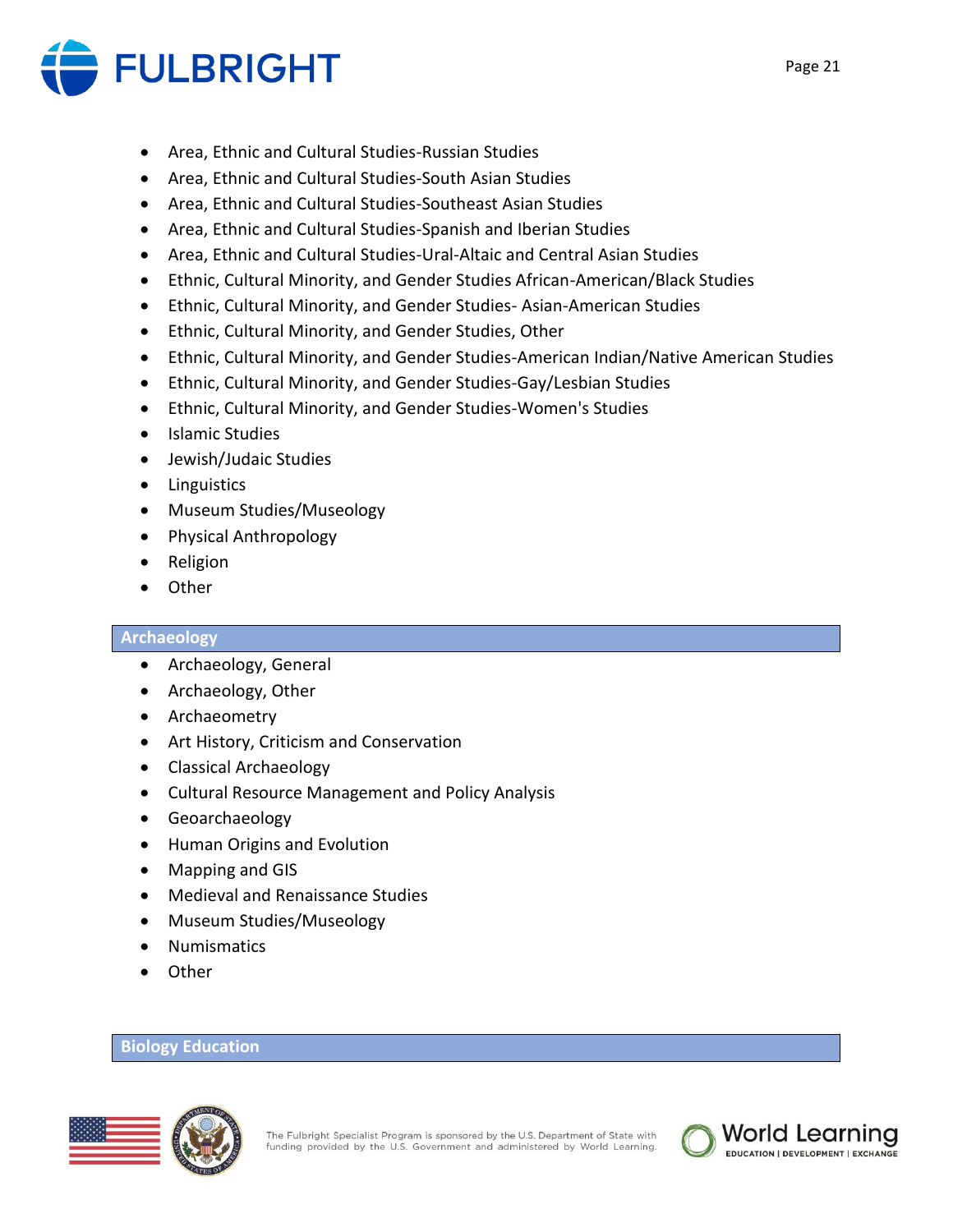- Area, Ethnic and Cultural Studies-Russian Studies
- Area, Ethnic and Cultural Studies-South Asian Studies
- Area, Ethnic and Cultural Studies-Southeast Asian Studies
- Area, Ethnic and Cultural Studies-Spanish and Iberian Studies
- Area, Ethnic and Cultural Studies-Ural-Altaic and Central Asian Studies
- Ethnic, Cultural Minority, and Gender Studies African-American/Black Studies
- Ethnic, Cultural Minority, and Gender Studies- Asian-American Studies
- Ethnic, Cultural Minority, and Gender Studies, Other
- Ethnic, Cultural Minority, and Gender Studies-American Indian/Native American Studies
- Ethnic, Cultural Minority, and Gender Studies-Gay/Lesbian Studies
- Ethnic, Cultural Minority, and Gender Studies-Women's Studies
- Islamic Studies
- Jewish/Judaic Studies
- Linguistics
- Museum Studies/Museology
- Physical Anthropology
- Religion
- Other

## Archaeology

- Archaeology, General
- Archaeology, Other
- Archaeometry
- Art History, Criticism and Conservation
- Classical Archaeology
- Cultural Resource Management and Policy Analysis
- Geoarchaeology
- Human Origins and Evolution
- Mapping and GIS
- Medieval and Renaissance Studies
- Museum Studies/Museology
- Numismatics
- Other

## Biology Education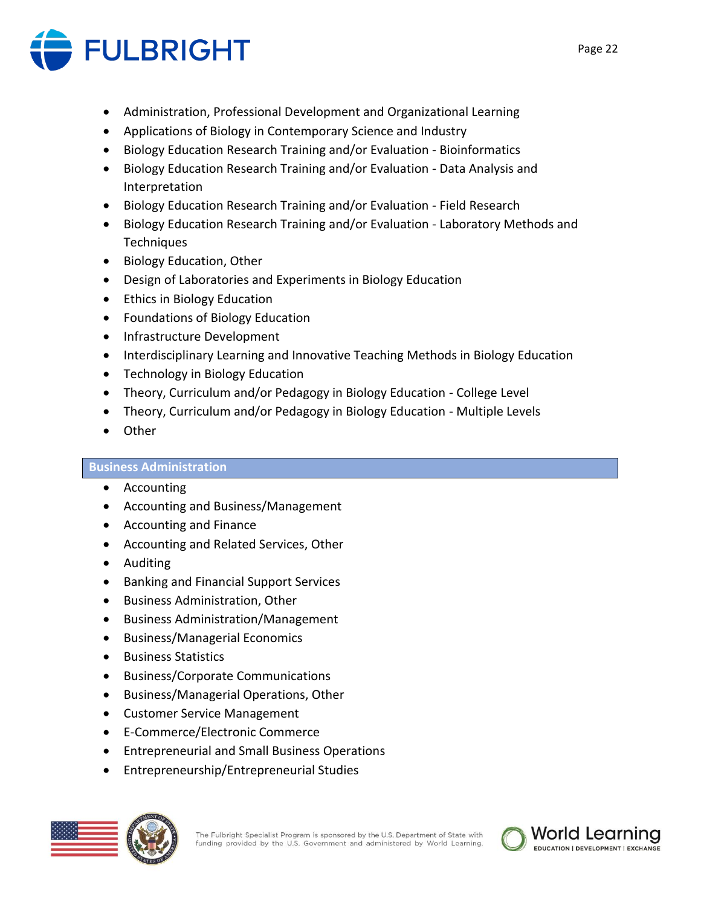- Administration, Professional Development and Organizational Learning
- Applications of Biology in Contemporary Science and Industry
- Biology Education Research Training and/or Evaluation - Bioinformatics
- Biology Education Research Training and/or Evaluation - Data Analysis and Interpretation
- Biology Education Research Training and/or Evaluation - Field Research
- Biology Education Research Training and/or Evaluation - Laboratory Methods and Techniques
- Biology Education, Other
- Design of Laboratories and Experiments in Biology Education
- Ethics in Biology Education
- Foundations of Biology Education
- Infrastructure Development
- Interdisciplinary Learning and Innovative Teaching Methods in Biology Education
- Technology in Biology Education
- Theory, Curriculum and/or Pedagogy in Biology Education - College Level
- Theory, Curriculum and/or Pedagogy in Biology Education - Multiple Levels
- Other

## Business Administration

- Accounting
- Accounting and Business/Management
- Accounting and Finance
- Accounting and Related Services, Other
- Auditing
- Banking and Financial Support Services
- Business Administration, Other
- Business Administration/Management
- Business/Managerial Economics
- Business Statistics
- Business/Corporate Communications
- Business/Managerial Operations, Other
- Customer Service Management
- E-Commerce/Electronic Commerce
- Entrepreneurial and Small Business Operations
- Entrepreneurship/Entrepreneurial Studies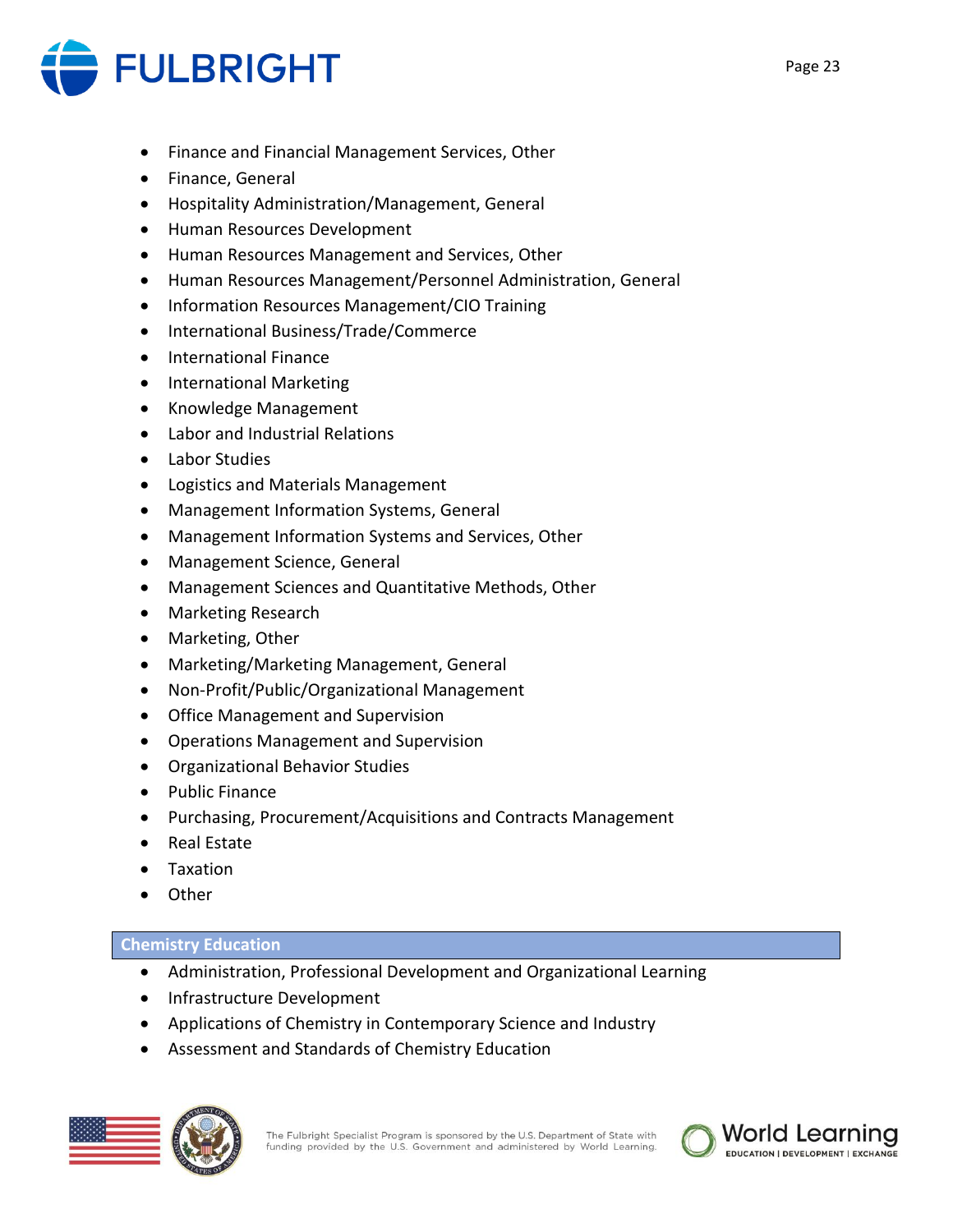- Finance and Financial Management Services, Other
- Finance, General
- Hospitality Administration/Management, General
- Human Resources Development
- Human Resources Management and Services, Other
- Human Resources Management/Personnel Administration, General
- Information Resources Management/CIO Training
- International Business/Trade/Commerce
- International Finance
- International Marketing
- Knowledge Management
- Labor and Industrial Relations
- Labor Studies
- Logistics and Materials Management
- Management Information Systems, General
- Management Information Systems and Services, Other
- Management Science, General
- Management Sciences and Quantitative Methods, Other
- Marketing Research
- Marketing, Other
- Marketing/Marketing Management, General
- Non-Profit/Public/Organizational Management
- Office Management and Supervision
- Operations Management and Supervision
- Organizational Behavior Studies
- Public Finance
- Purchasing, Procurement/Acquisitions and Contracts Management
- Real Estate
- Taxation
- Other

## Chemistry Education

- Administration, Professional Development and Organizational Learning
- Infrastructure Development
- Applications of Chemistry in Contemporary Science and Industry
- Assessment and Standards of Chemistry Education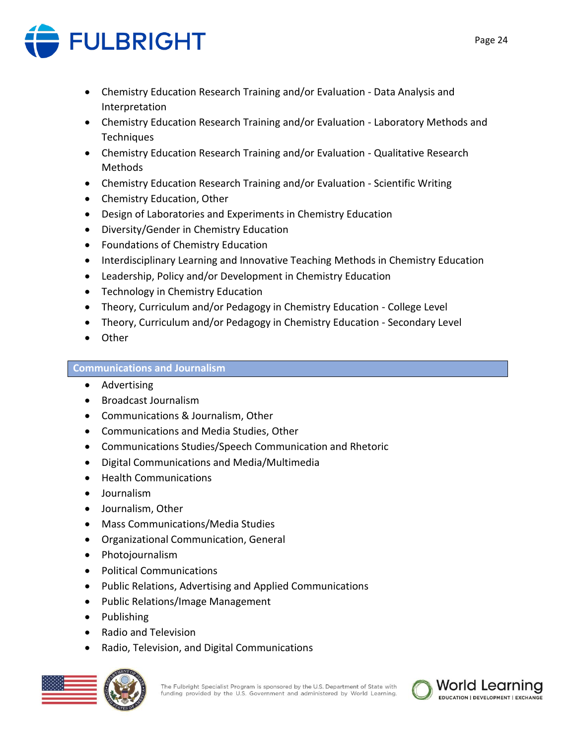- Chemistry Education Research Training and/or Evaluation - Data Analysis and Interpretation
- Chemistry Education Research Training and/or Evaluation - Laboratory Methods and Techniques
- Chemistry Education Research Training and/or Evaluation - Qualitative Research Methods
- Chemistry Education Research Training and/or Evaluation - Scientific Writing
- Chemistry Education, Other
- Design of Laboratories and Experiments in Chemistry Education
- Diversity/Gender in Chemistry Education
- Foundations of Chemistry Education
- Interdisciplinary Learning and Innovative Teaching Methods in Chemistry Education
- Leadership, Policy and/or Development in Chemistry Education
- Technology in Chemistry Education
- Theory, Curriculum and/or Pedagogy in Chemistry Education - College Level
- Theory, Curriculum and/or Pedagogy in Chemistry Education - Secondary Level
- Other

## Communications and Journalism

- Advertising
- Broadcast Journalism
- Communications & Journalism, Other
- Communications and Media Studies, Other
- Communications Studies/Speech Communication and Rhetoric
- Digital Communications and Media/Multimedia
- Health Communications
- Journalism
- Journalism, Other
- Mass Communications/Media Studies
- Organizational Communication, General
- Photojournalism
- Political Communications
- Public Relations, Advertising and Applied Communications
- Public Relations/Image Management
- Publishing
- Radio and Television
- Radio, Television, and Digital Communications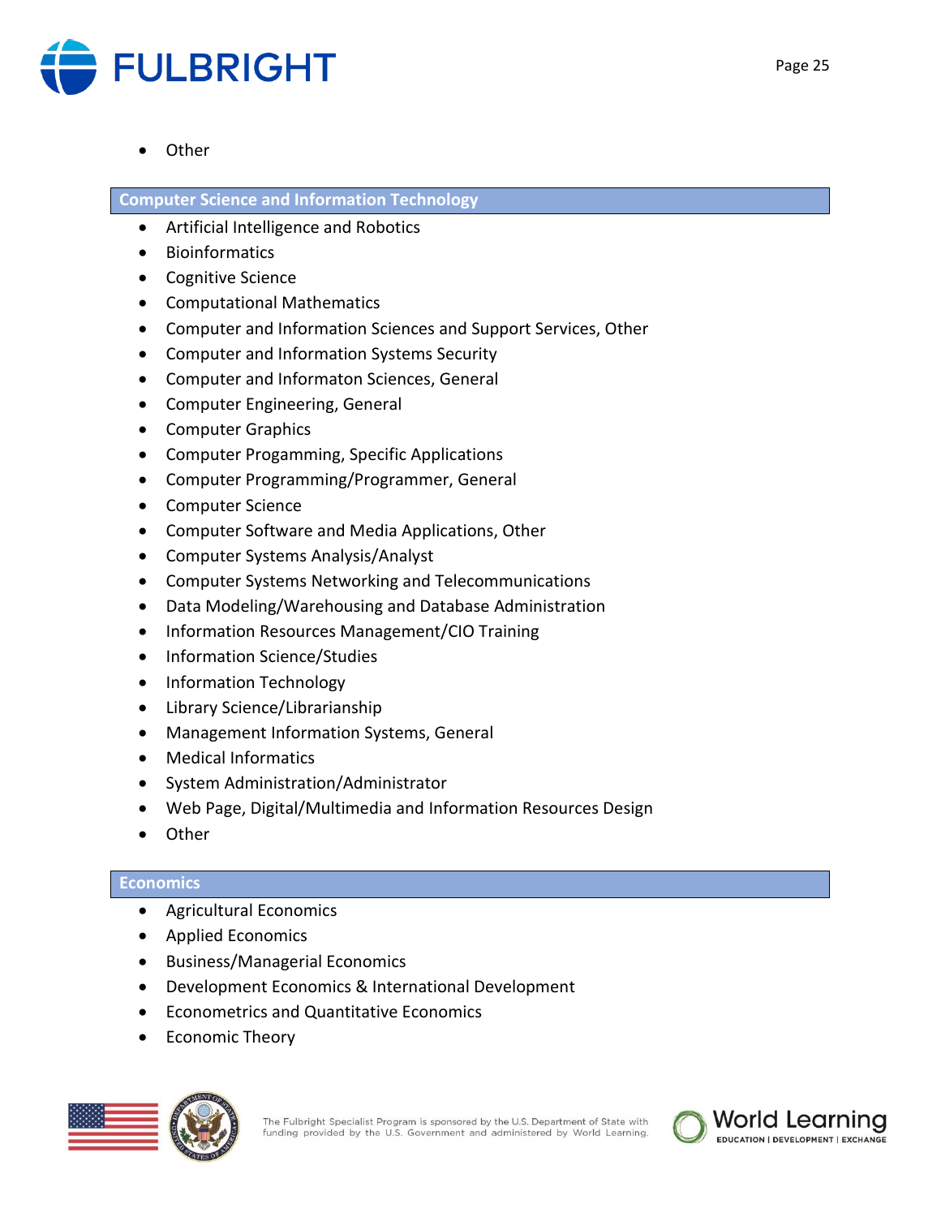- Other

## Computer Science and Information Technology

- Artificial Intelligence and Robotics
- Bioinformatics
- Cognitive Science
- Computational Mathematics
- Computer and Information Sciences and Support Services, Other
- Computer and Information Systems Security
- Computer and Informaton Sciences, General
- Computer Engineering, General
- Computer Graphics
- Computer Progamming, Specific Applications
- Computer Programming/Programmer, General
- Computer Science
- Computer Software and Media Applications, Other
- Computer Systems Analysis/Analyst
- Computer Systems Networking and Telecommunications
- Data Modeling/Warehousing and Database Administration
- Information Resources Management/CIO Training
- Information Science/Studies
- Information Technology
- Library Science/Librarianship
- Management Information Systems, General
- Medical Informatics
- System Administration/Administrator
- Web Page, Digital/Multimedia and Information Resources Design
- Other

## Economics

- Agricultural Economics
- Applied Economics
- Business/Managerial Economics
- Development Economics & International Development
- Econometrics and Quantitative Economics
- Economic Theory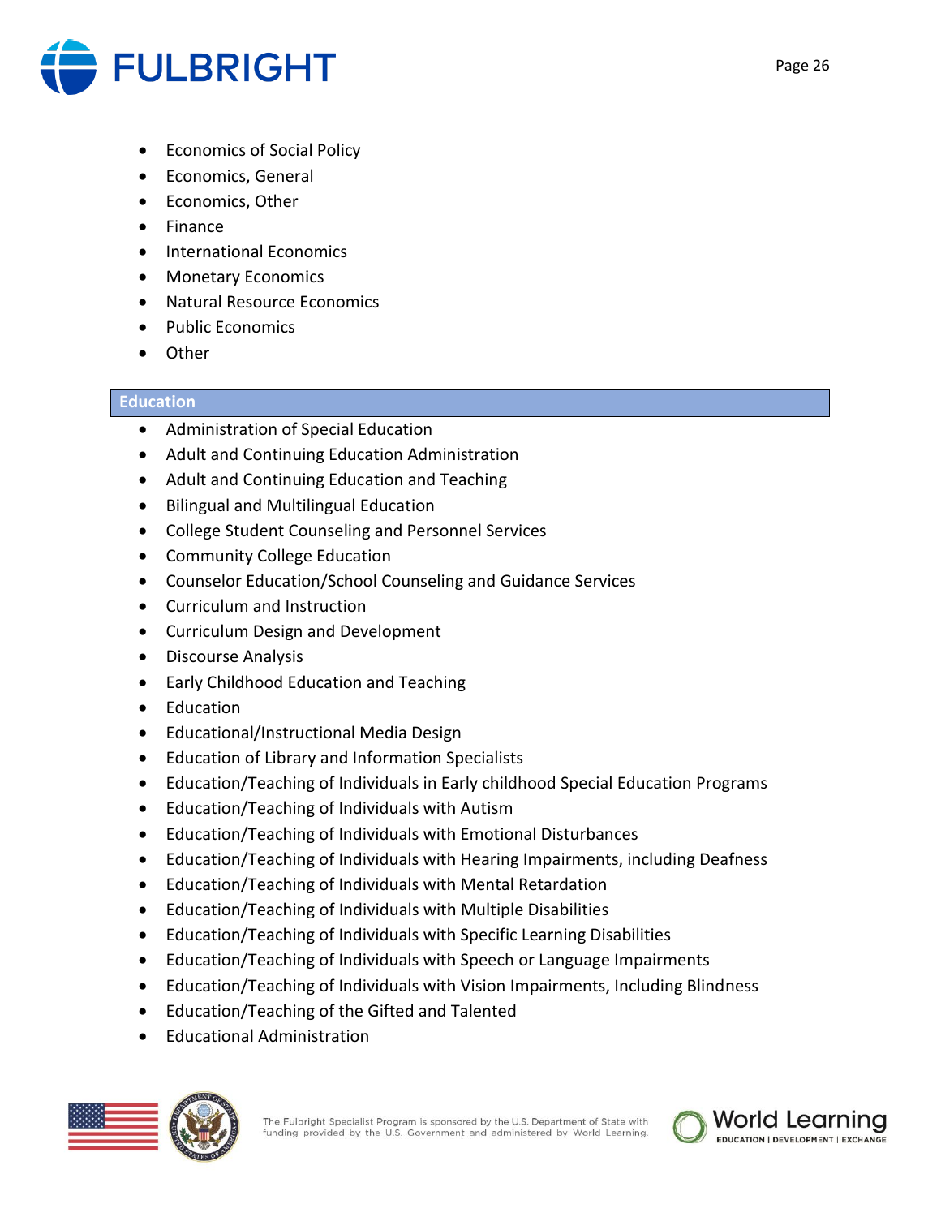- Economics of Social Policy
- Economics, General
- Economics, Other
- Finance
- International Economics
- Monetary Economics
- Natural Resource Economics
- Public Economics
- Other

## Education

- Administration of Special Education
- Adult and Continuing Education Administration
- Adult and Continuing Education and Teaching
- Bilingual and Multilingual Education
- College Student Counseling and Personnel Services
- Community College Education
- Counselor Education/School Counseling and Guidance Services
- Curriculum and Instruction
- Curriculum Design and Development
- Discourse Analysis
- Early Childhood Education and Teaching
- Education
- Educational/Instructional Media Design
- Education of Library and Information Specialists
- Education/Teaching of Individuals in Early childhood Special Education Programs
- Education/Teaching of Individuals with Autism
- Education/Teaching of Individuals with Emotional Disturbances
- Education/Teaching of Individuals with Hearing Impairments, including Deafness
- Education/Teaching of Individuals with Mental Retardation
- Education/Teaching of Individuals with Multiple Disabilities
- Education/Teaching of Individuals with Specific Learning Disabilities
- Education/Teaching of Individuals with Speech or Language Impairments
- Education/Teaching of Individuals with Vision Impairments, Including Blindness
- Education/Teaching of the Gifted and Talented
- Educational Administration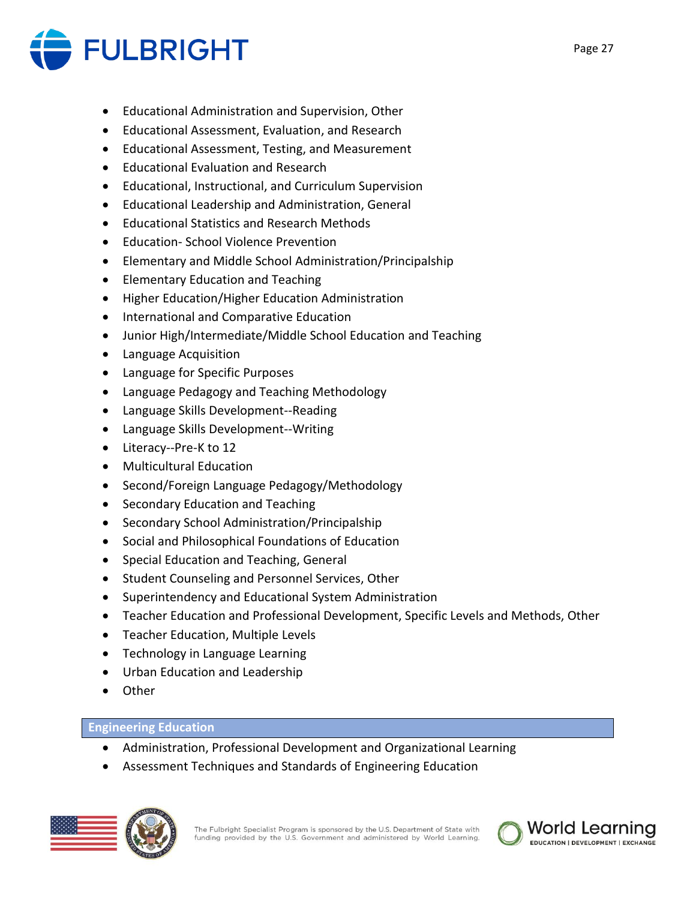- Educational Administration and Supervision, Other
- Educational Assessment, Evaluation, and Research
- Educational Assessment, Testing, and Measurement
- Educational Evaluation and Research
- Educational, Instructional, and Curriculum Supervision
- Educational Leadership and Administration, General
- Educational Statistics and Research Methods
- Education- School Violence Prevention
- Elementary and Middle School Administration/Principalship
- Elementary Education and Teaching
- Higher Education/Higher Education Administration
- International and Comparative Education
- Junior High/Intermediate/Middle School Education and Teaching
- Language Acquisition
- Language for Specific Purposes
- Language Pedagogy and Teaching Methodology
- Language Skills Development--Reading
- Language Skills Development--Writing
- Literacy--Pre-K to 12
- Multicultural Education
- Second/Foreign Language Pedagogy/Methodology
- Secondary Education and Teaching
- Secondary School Administration/Principalship
- Social and Philosophical Foundations of Education
- Special Education and Teaching, General
- Student Counseling and Personnel Services, Other
- Superintendency and Educational System Administration
- Teacher Education and Professional Development, Specific Levels and Methods, Other
- Teacher Education, Multiple Levels
- Technology in Language Learning
- Urban Education and Leadership
- Other

## Engineering Education

- Administration, Professional Development and Organizational Learning
- Assessment Techniques and Standards of Engineering Education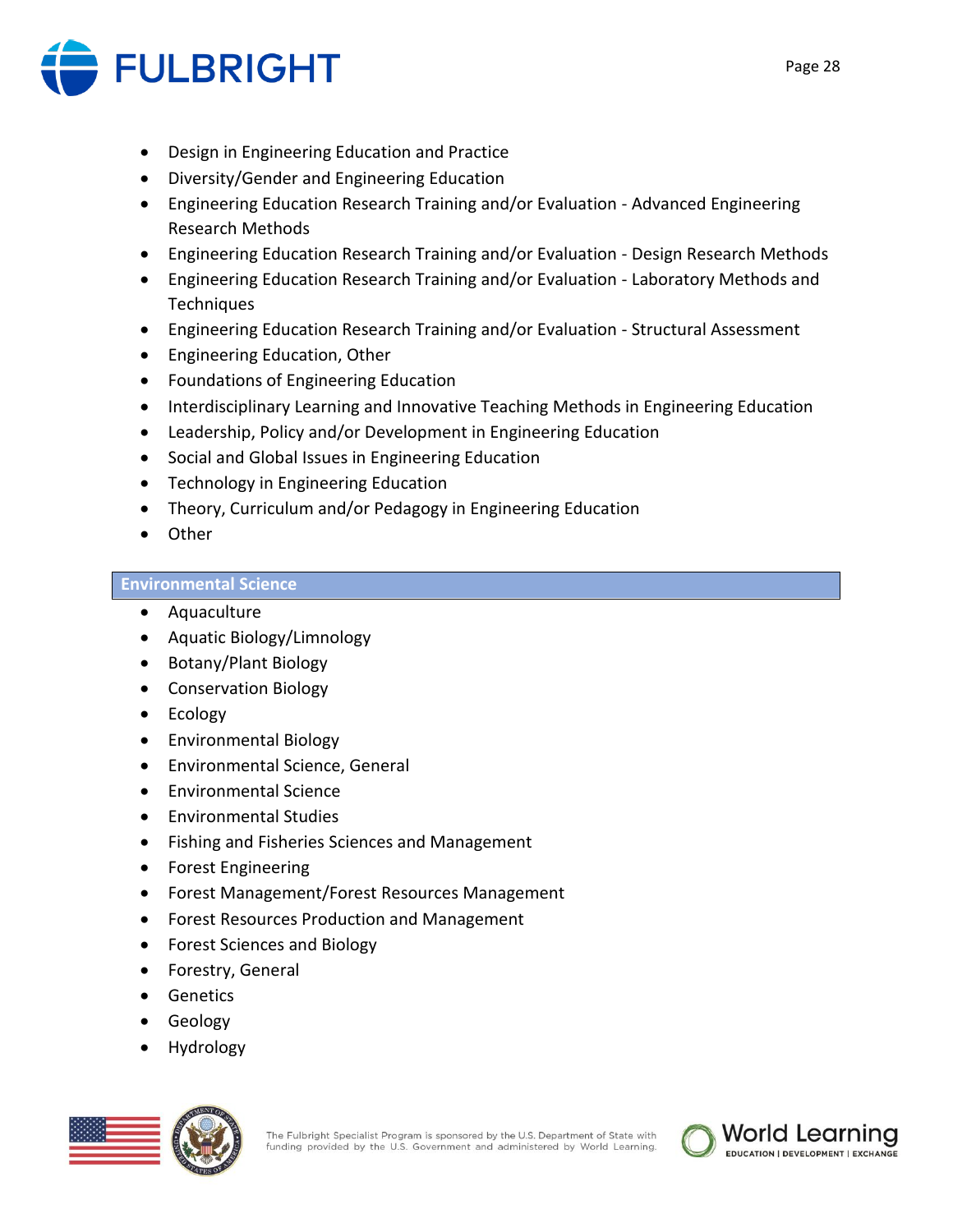- Design in Engineering Education and Practice
- Diversity/Gender and Engineering Education
- Engineering Education Research Training and/or Evaluation - Advanced Engineering Research Methods
- Engineering Education Research Training and/or Evaluation - Design Research Methods
- Engineering Education Research Training and/or Evaluation - Laboratory Methods and Techniques
- Engineering Education Research Training and/or Evaluation - Structural Assessment
- Engineering Education, Other
- Foundations of Engineering Education
- Interdisciplinary Learning and Innovative Teaching Methods in Engineering Education
- Leadership, Policy and/or Development in Engineering Education
- Social and Global Issues in Engineering Education
- Technology in Engineering Education
- Theory, Curriculum and/or Pedagogy in Engineering Education
- Other

## Environmental Science

- Aquaculture
- Aquatic Biology/Limnology
- Botany/Plant Biology
- Conservation Biology
- Ecology
- Environmental Biology
- Environmental Science, General
- Environmental Science
- Environmental Studies
- Fishing and Fisheries Sciences and Management
- Forest Engineering
- Forest Management/Forest Resources Management
- Forest Resources Production and Management
- Forest Sciences and Biology
- Forestry, General
- Genetics
- Geology
- Hydrology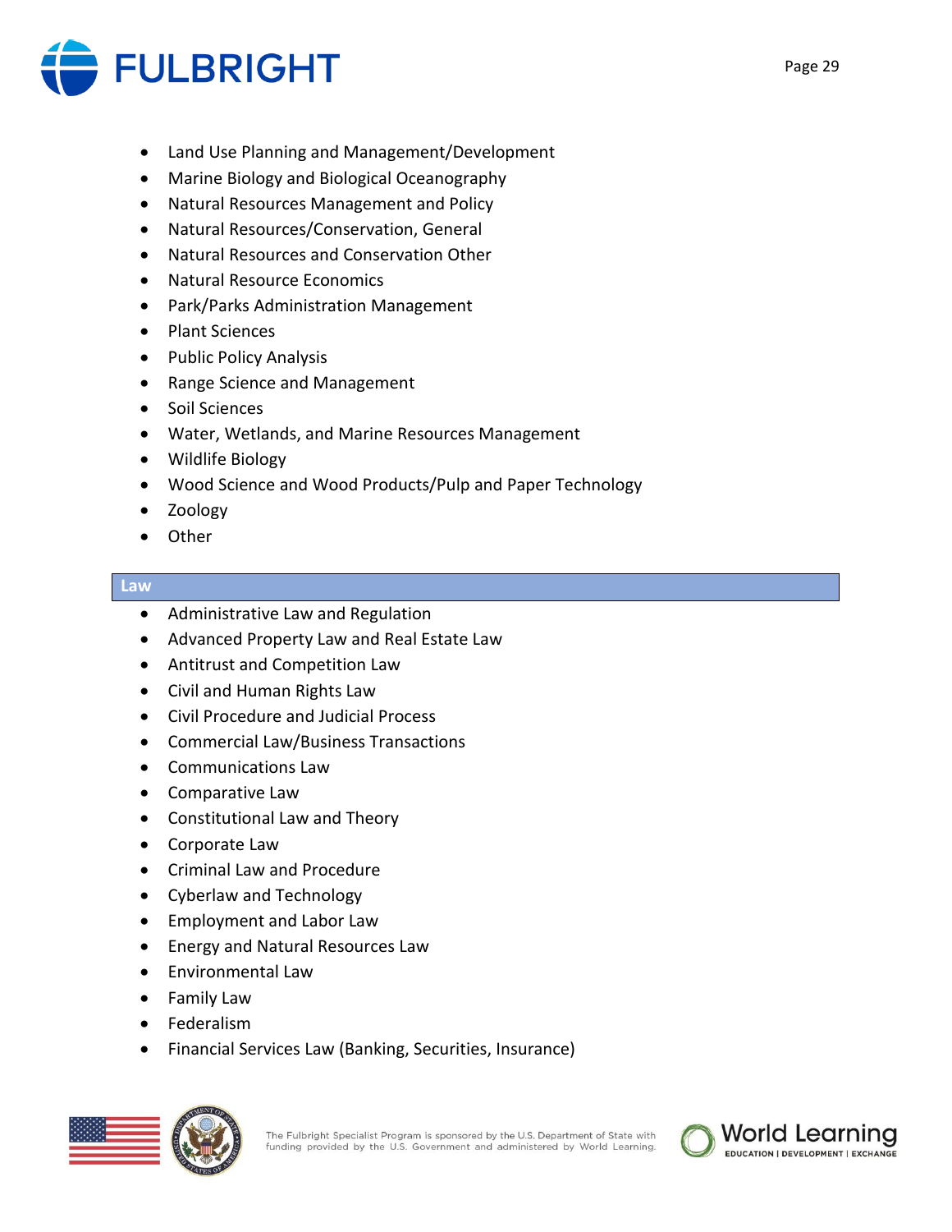- Land Use Planning and Management/Development
- Marine Biology and Biological Oceanography
- Natural Resources Management and Policy
- Natural Resources/Conservation, General
- Natural Resources and Conservation Other
- Natural Resource Economics
- Park/Parks Administration Management
- Plant Sciences
- Public Policy Analysis
- Range Science and Management
- Soil Sciences
- Water, Wetlands, and Marine Resources Management
- Wildlife Biology
- Wood Science and Wood Products/Pulp and Paper Technology
- Zoology
- Other

## Law

- Administrative Law and Regulation
- Advanced Property Law and Real Estate Law
- Antitrust and Competition Law
- Civil and Human Rights Law
- Civil Procedure and Judicial Process
- Commercial Law/Business Transactions
- Communications Law
- Comparative Law
- Constitutional Law and Theory
- Corporate Law
- Criminal Law and Procedure
- Cyberlaw and Technology
- Employment and Labor Law
- Energy and Natural Resources Law
- Environmental Law
- Family Law
- Federalism
- Financial Services Law (Banking, Securities, Insurance)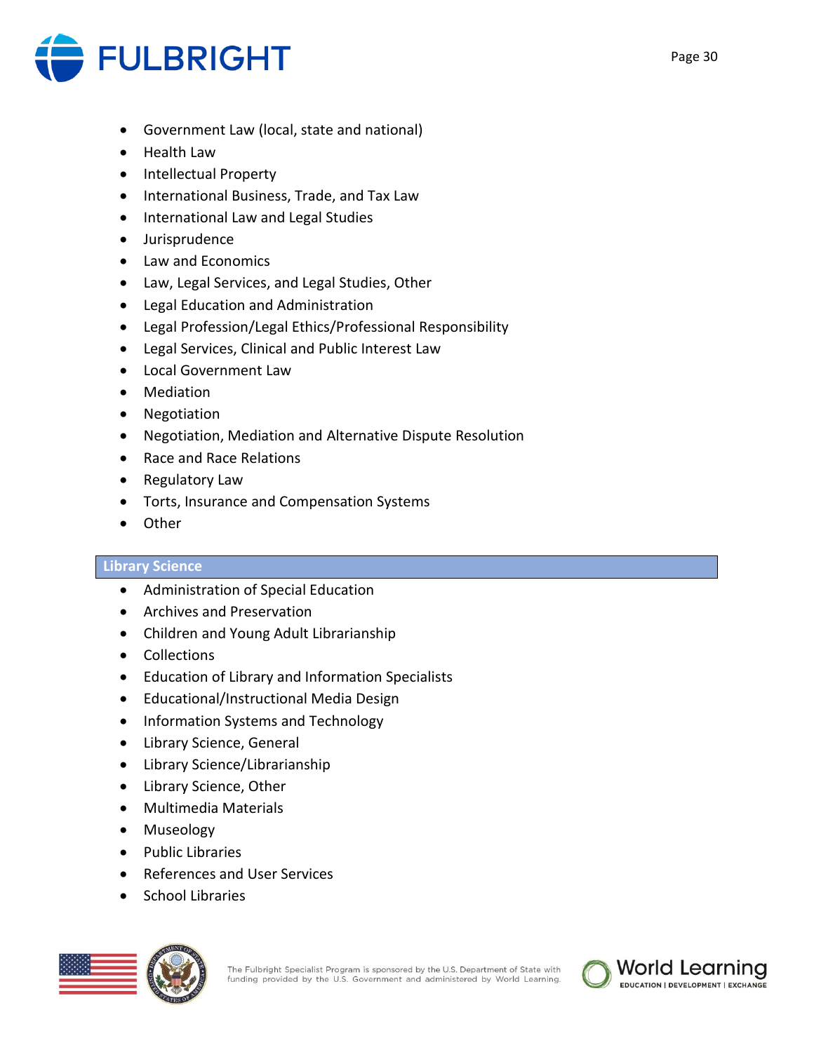- Government Law (local, state and national)
- Health Law
- Intellectual Property
- International Business, Trade, and Tax Law
- International Law and Legal Studies
- Jurisprudence
- Law and Economics
- Law, Legal Services, and Legal Studies, Other
- Legal Education and Administration
- Legal Profession/Legal Ethics/Professional Responsibility
- Legal Services, Clinical and Public Interest Law
- Local Government Law
- Mediation
- Negotiation
- Negotiation, Mediation and Alternative Dispute Resolution
- Race and Race Relations
- Regulatory Law
- Torts, Insurance and Compensation Systems
- Other

## Library Science

- Administration of Special Education
- Archives and Preservation
- Children and Young Adult Librarianship
- Collections
- Education of Library and Information Specialists
- Educational/Instructional Media Design
- Information Systems and Technology
- Library Science, General
- Library Science/Librarianship
- Library Science, Other
- Multimedia Materials
- Museology
- Public Libraries
- References and User Services
- School Libraries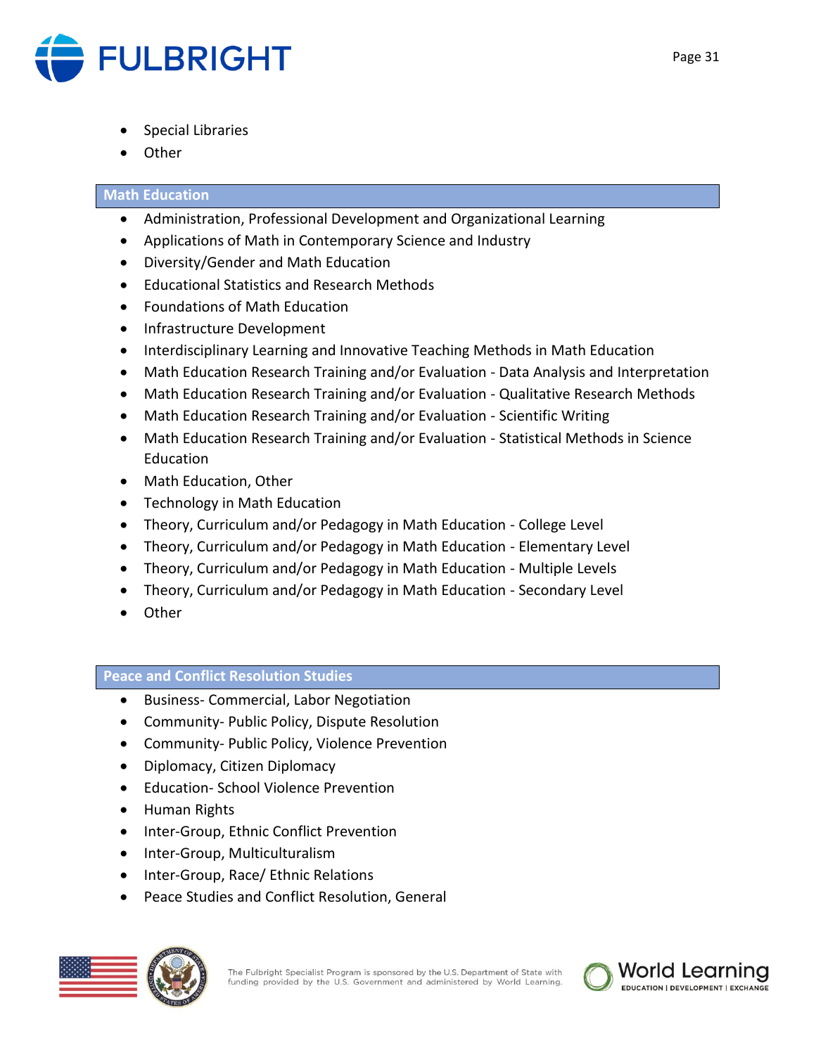- Special Libraries
- Other

## Math Education

- Administration, Professional Development and Organizational Learning
- Applications of Math in Contemporary Science and Industry
- Diversity/Gender and Math Education
- Educational Statistics and Research Methods
- Foundations of Math Education
- Infrastructure Development
- Interdisciplinary Learning and Innovative Teaching Methods in Math Education
- Math Education Research Training and/or Evaluation - Data Analysis and Interpretation
- Math Education Research Training and/or Evaluation - Qualitative Research Methods
- Math Education Research Training and/or Evaluation - Scientific Writing
- Math Education Research Training and/or Evaluation - Statistical Methods in Science Education
- Math Education, Other
- Technology in Math Education
- Theory, Curriculum and/or Pedagogy in Math Education - College Level
- Theory, Curriculum and/or Pedagogy in Math Education - Elementary Level
- Theory, Curriculum and/or Pedagogy in Math Education - Multiple Levels
- Theory, Curriculum and/or Pedagogy in Math Education - Secondary Level
- Other

## Peace and Conflict Resolution Studies

- Business- Commercial, Labor Negotiation
- Community- Public Policy, Dispute Resolution
- Community- Public Policy, Violence Prevention
- Diplomacy, Citizen Diplomacy
- Education- School Violence Prevention
- Human Rights
- Inter-Group, Ethnic Conflict Prevention
- Inter-Group, Multiculturalism
- Inter-Group, Race/ Ethnic Relations
- Peace Studies and Conflict Resolution, General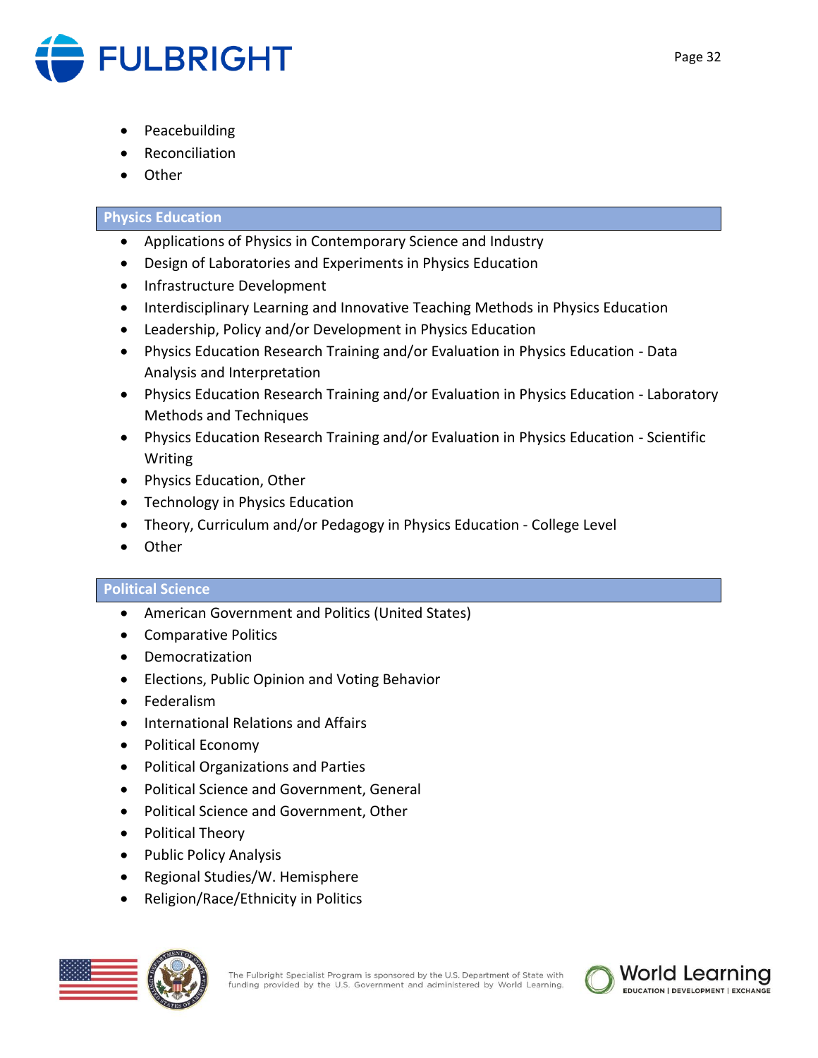- Peacebuilding
- Reconciliation
- Other

## Physics Education

- Applications of Physics in Contemporary Science and Industry
- Design of Laboratories and Experiments in Physics Education
- Infrastructure Development
- Interdisciplinary Learning and Innovative Teaching Methods in Physics Education
- Leadership, Policy and/or Development in Physics Education
- Physics Education Research Training and/or Evaluation in Physics Education - Data Analysis and Interpretation
- Physics Education Research Training and/or Evaluation in Physics Education - Laboratory Methods and Techniques
- Physics Education Research Training and/or Evaluation in Physics Education - Scientific Writing
- Physics Education, Other
- Technology in Physics Education
- Theory, Curriculum and/or Pedagogy in Physics Education - College Level
- Other

## Political Science

- American Government and Politics (United States)
- Comparative Politics
- Democratization
- Elections, Public Opinion and Voting Behavior
- Federalism
- International Relations and Affairs
- Political Economy
- Political Organizations and Parties
- Political Science and Government, General
- Political Science and Government, Other
- Political Theory
- Public Policy Analysis
- Regional Studies/W. Hemisphere
- Religion/Race/Ethnicity in Politics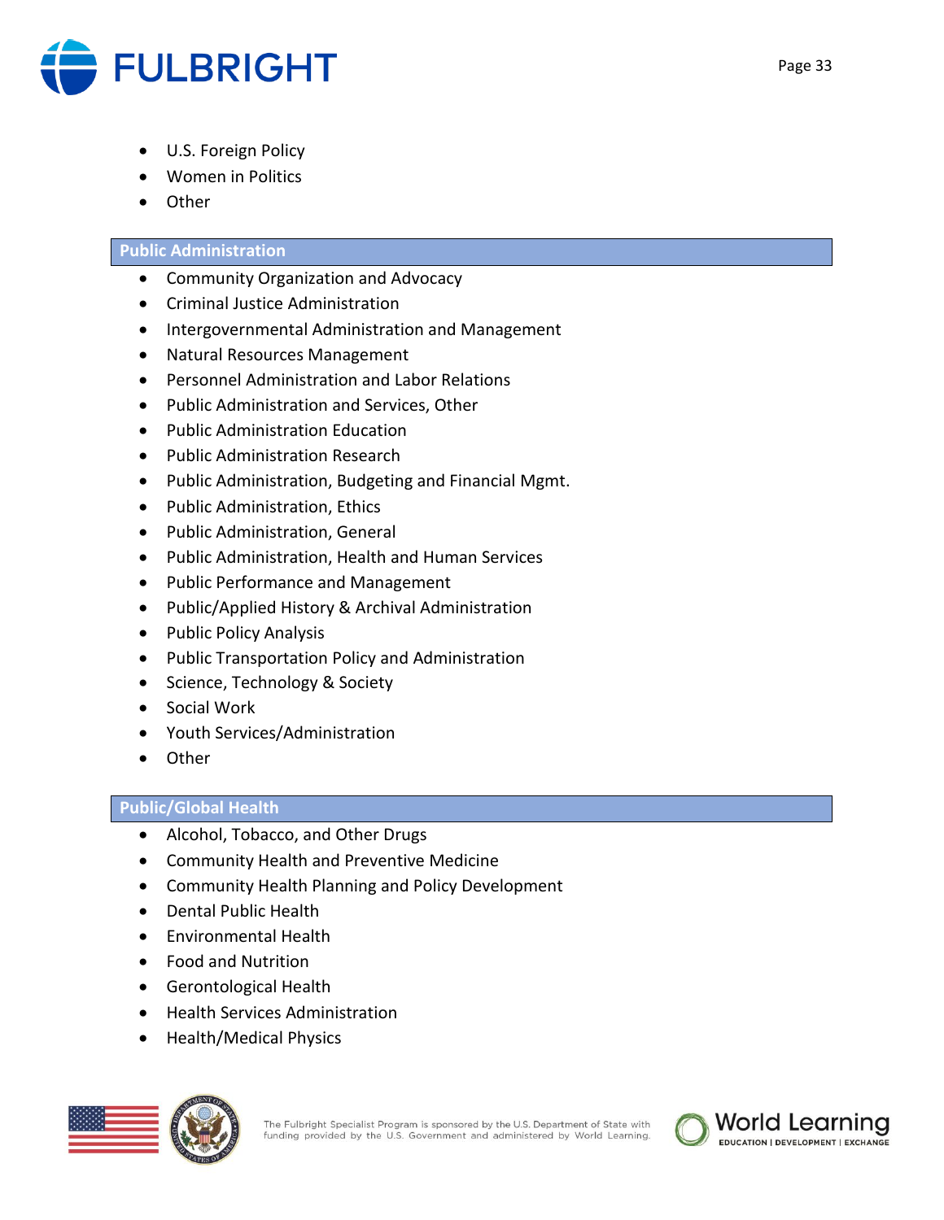- U.S. Foreign Policy
- Women in Politics
- Other

## Public Administration

- Community Organization and Advocacy
- Criminal Justice Administration
- Intergovernmental Administration and Management
- Natural Resources Management
- Personnel Administration and Labor Relations
- Public Administration and Services, Other
- Public Administration Education
- Public Administration Research
- Public Administration, Budgeting and Financial Mgmt.
- Public Administration, Ethics
- Public Administration, General
- Public Administration, Health and Human Services
- Public Performance and Management
- Public/Applied History & Archival Administration
- Public Policy Analysis
- Public Transportation Policy and Administration
- Science, Technology & Society
- Social Work
- Youth Services/Administration
- Other

## Public/Global Health

- Alcohol, Tobacco, and Other Drugs
- Community Health and Preventive Medicine
- Community Health Planning and Policy Development
- Dental Public Health
- Environmental Health
- Food and Nutrition
- Gerontological Health
- Health Services Administration
- Health/Medical Physics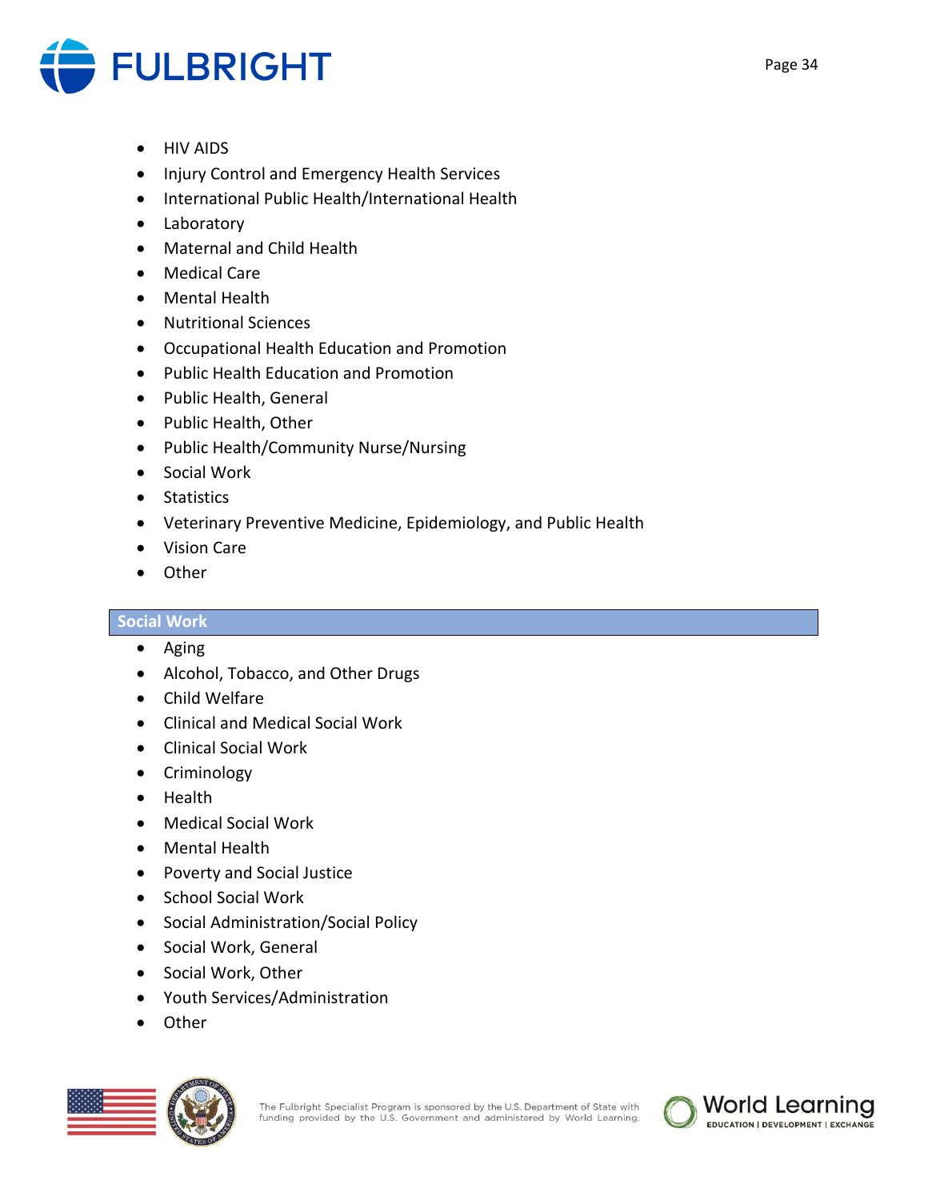- HIV AIDS
- Injury Control and Emergency Health Services
- International Public Health/International Health
- Laboratory
- Maternal and Child Health
- Medical Care
- Mental Health
- Nutritional Sciences
- Occupational Health Education and Promotion
- Public Health Education and Promotion
- Public Health, General
- Public Health, Other
- Public Health/Community Nurse/Nursing
- Social Work
- Statistics
- Veterinary Preventive Medicine, Epidemiology, and Public Health
- Vision Care
- Other

## Social Work

- Aging
- Alcohol, Tobacco, and Other Drugs
- Child Welfare
- Clinical and Medical Social Work
- Clinical Social Work
- Criminology
- Health
- Medical Social Work
- Mental Health
- Poverty and Social Justice
- School Social Work
- Social Administration/Social Policy
- Social Work, General
- Social Work, Other
- Youth Services/Administration
- Other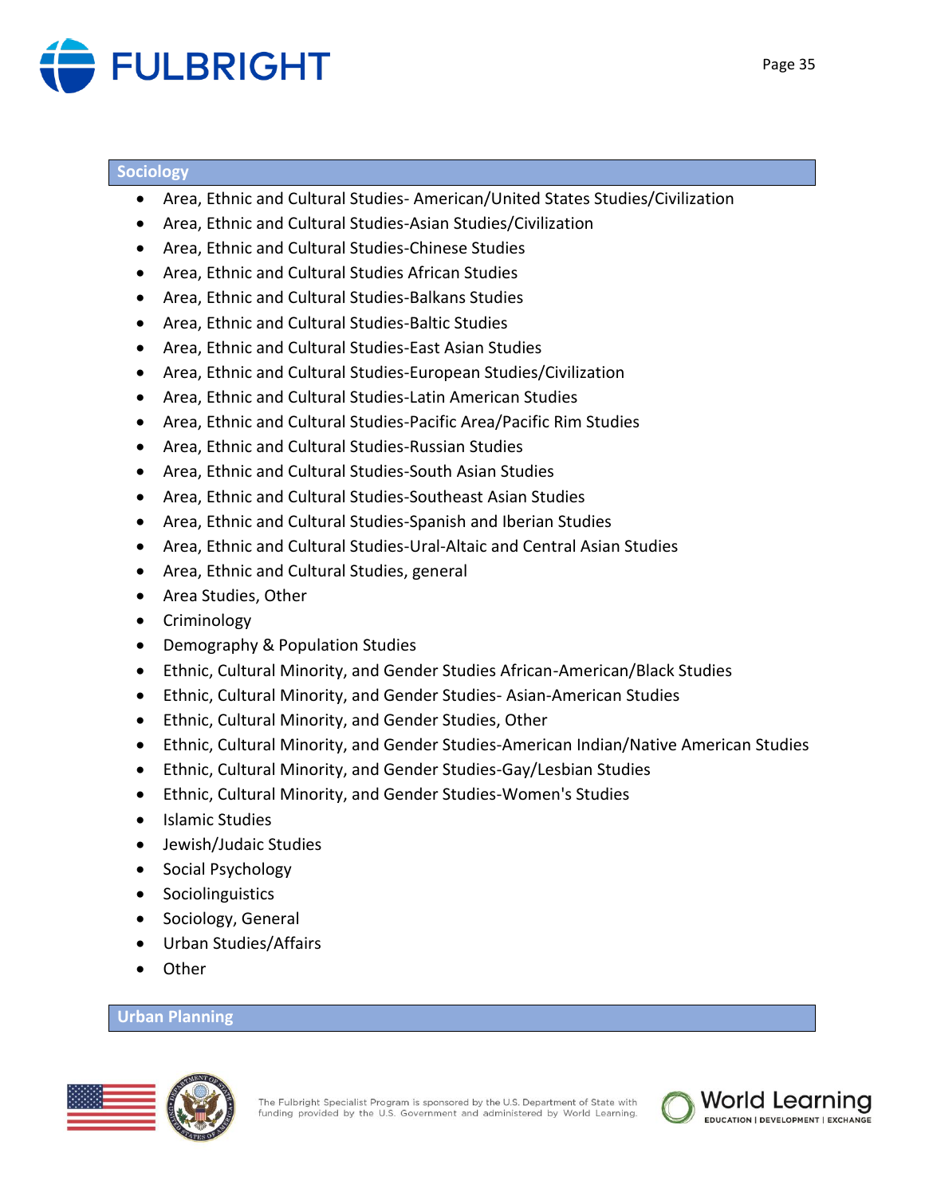## Sociology

- Area, Ethnic and Cultural Studies- American/United States Studies/Civilization
- Area, Ethnic and Cultural Studies-Asian Studies/Civilization
- Area, Ethnic and Cultural Studies-Chinese Studies
- Area, Ethnic and Cultural Studies African Studies
- Area, Ethnic and Cultural Studies-Balkans Studies
- Area, Ethnic and Cultural Studies-Baltic Studies
- Area, Ethnic and Cultural Studies-East Asian Studies
- Area, Ethnic and Cultural Studies-European Studies/Civilization
- Area, Ethnic and Cultural Studies-Latin American Studies
- Area, Ethnic and Cultural Studies-Pacific Area/Pacific Rim Studies
- Area, Ethnic and Cultural Studies-Russian Studies
- Area, Ethnic and Cultural Studies-South Asian Studies
- Area, Ethnic and Cultural Studies-Southeast Asian Studies
- Area, Ethnic and Cultural Studies-Spanish and Iberian Studies
- Area, Ethnic and Cultural Studies-Ural-Altaic and Central Asian Studies
- Area, Ethnic and Cultural Studies, general
- Area Studies, Other
- Criminology
- Demography & Population Studies
- Ethnic, Cultural Minority, and Gender Studies African-American/Black Studies
- Ethnic, Cultural Minority, and Gender Studies- Asian-American Studies
- Ethnic, Cultural Minority, and Gender Studies, Other
- Ethnic, Cultural Minority, and Gender Studies-American Indian/Native American Studies
- Ethnic, Cultural Minority, and Gender Studies-Gay/Lesbian Studies
- Ethnic, Cultural Minority, and Gender Studies-Women's Studies
- Islamic Studies
- Jewish/Judaic Studies
- Social Psychology
- Sociolinguistics
- Sociology, General
- Urban Studies/Affairs
- Other

## Urban Planning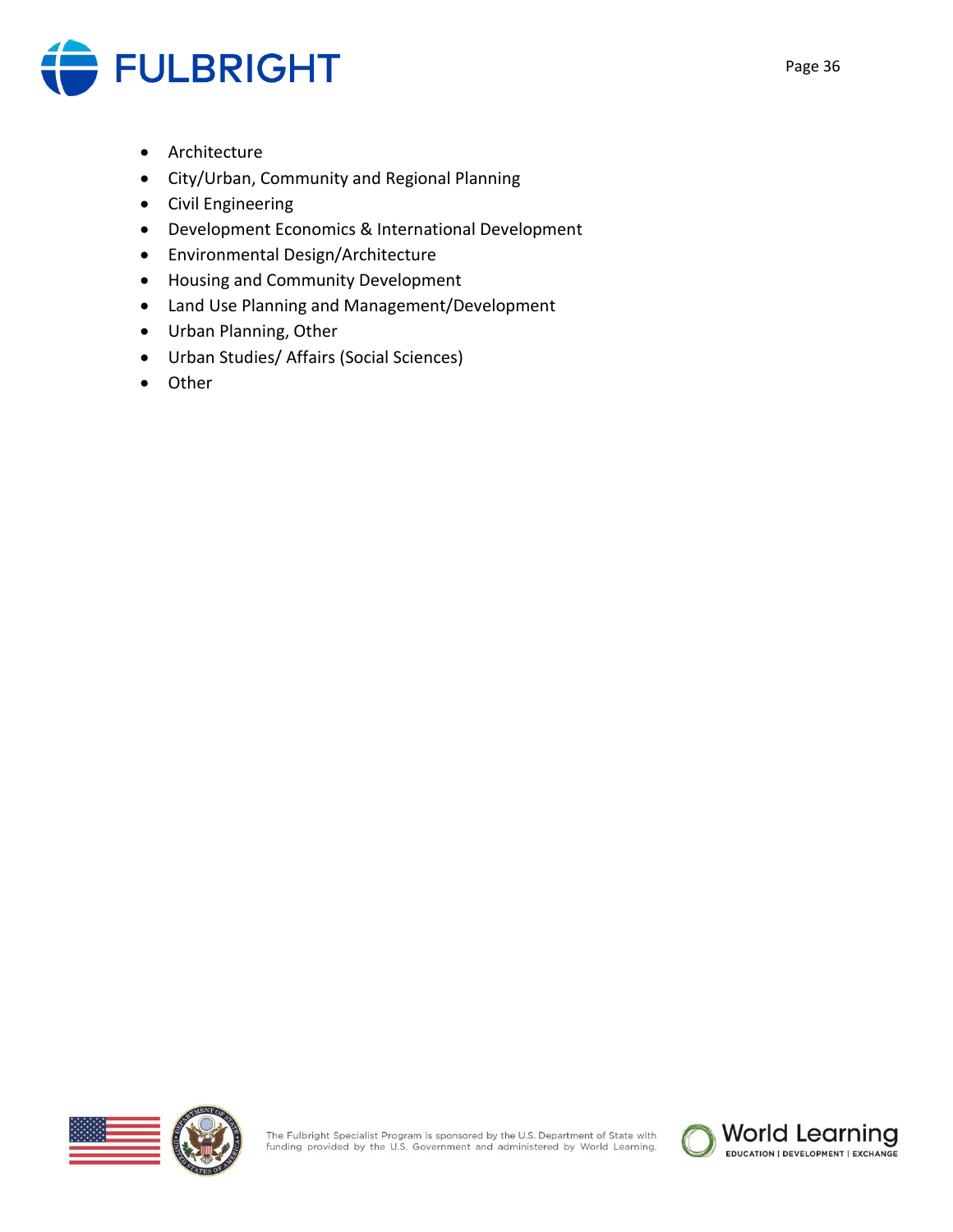- Architecture
- City/Urban, Community and Regional Planning
- Civil Engineering
- Development Economics & International Development
- Environmental Design/Architecture
- Housing and Community Development
- Land Use Planning and Management/Development
- Urban Planning, Other
- Urban Studies/ Affairs (Social Sciences)
- Other